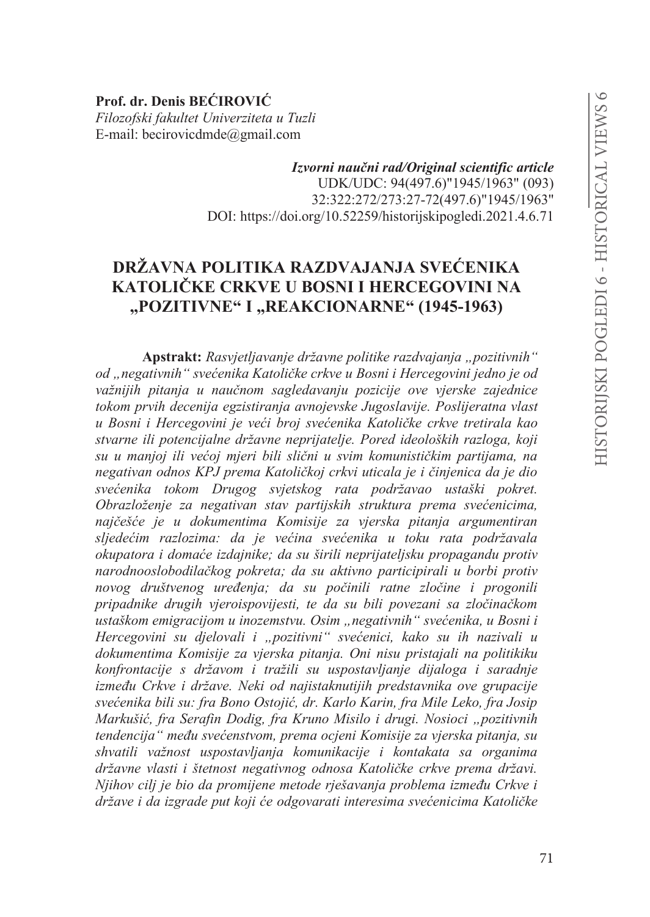**Prof. dr. Denis BEĆIROVIĆ**
*Filozofski fakultet Univerziteta u Tuzli*
E-mail: becirovicdmde@gmail.com

***Izvorni naučni rad/Original scientific article***
UDK/UDC: 94(497.6)"1945/1963" (093)
32:322:272/273:27-72(497.6)"1945/1963"
DOI: https://doi.org/10.52259/historijskipogledi.2021.4.6.71

# DRŽAVNA POLITIKA RAZDVAJANJA SVEĆENIKA KATOLIČKE CRKVE U BOSNI I HERCEGOVINI NA „POZITIVNE“ I „REAKCIONARNE“ (1945-1963)

**Apstrakt:** *Rasvjetljavanje državne politike razdvajanja „pozitivnih“ od „negativnih“ svećenika Katoličke crkve u Bosni i Hercegovini jedno je od važnijih pitanja u naučnom sagledavanju pozicije ove vjerske zajednice tokom prvih decenija egzistiranja avnojevske Jugoslavije. Poslijeratna vlast u Bosni i Hercegovini je veći broj svećenika Katoličke crkve tretirala kao stvarne ili potencijalne državne neprijatelje. Pored ideoloških razloga, koji su u manjoj ili većoj mjeri bili slični u svim komunističkim partijama, na negativan odnos KPJ prema Katoličkoj crkvi uticala je i činjenica da je dio svećenika tokom Drugog svjetskog rata podržavao ustaški pokret. Obrazloženje za negativan stav partijskih struktura prema svećenicima, najčešće je u dokumentima Komisije za vjerska pitanja argumentiran sljedećim razlozima: da je većina svećenika u toku rata podržavala okupatora i domaće izdajnike; da su širili neprijateljsku propagandu protiv narodnooslobodilačkog pokreta; da su aktivno participirali u borbi protiv novog društvenog uređenja; da su počinili ratne zločine i progonili pripadnike drugih vjeroispovijesti, te da su bili povezani sa zločinačkom ustaškom emigracijom u inozemstvu. Osim „negativnih“ svećenika, u Bosni i Hercegovini su djelovali i „pozitivni“ svećenici, kako su ih nazivali u dokumentima Komisije za vjerska pitanja. Oni nisu pristajali na politikiku konfrontacije s državom i tražili su uspostavljanje dijaloga i saradnje između Crkve i države. Neki od najistaknutijih predstavnika ove grupacije svećenika bili su: fra Bono Ostojić, dr. Karlo Karin, fra Mile Leko, fra Josip Markušić, fra Serafin Dodig, fra Kruno Misilo i drugi. Nosioci „pozitivnih tendencija“ među svećenstvom, prema ocjeni Komisije za vjerska pitanja, su shvatili važnost uspostavljanja komunikacije i kontakata sa organima državne vlasti i štetnost negativnog odnosa Katoličke crkve prema državi. Njihov cilj je bio da promijene metode rješavanja problema između Crkve i države i da izgrade put koji će odgovarati interesima svećenicima Katoličke*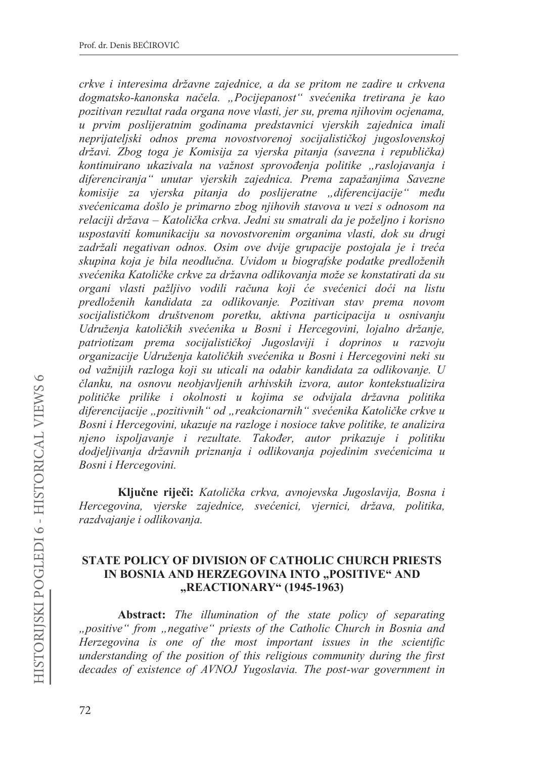*crkve i interesima državne zajednice, a da se pritom ne zadire u crkvena dogmatsko-kanonska načela. „Pocijepanost" svećenika tretirana je kao pozitivan rezultat rada organa nove vlasti, jer su, prema njihovim ocjenama, u prvim poslijeratnim godinama predstavnici vjerskih zajednica imali neprijateljski odnos prema novostvorenoj socijalističkoj jugoslovenskoj državi. Zbog toga je Komisija za vjerska pitanja (savezna i republička) kontinuirano ukazivala na važnost sprovođenja politike „raslojavanja i diferenciranja" unutar vjerskih zajednica. Prema zapažanjima Savezne komisije za vjerska pitanja do poslijeratne „diferencijacije" među svećenicama došlo je primarno zbog njihovih stavova u vezi s odnosom na relaciji država – Katolička crkva. Jedni su smatrali da je poželjno i korisno uspostaviti komunikaciju sa novostvorenim organima vlasti, dok su drugi zadržali negativan odnos. Osim ove dvije grupacije postojala je i treća skupina koja je bila neodlučna. Uvidom u biografske podatke predloženih svećenika Katoličke crkve za državna odlikovanja može se konstatirati da su organi vlasti pažljivo vodili računa koji će svećenici doći na listu predloženih kandidata za odlikovanje. Pozitivan stav prema novom socijalističkom društvenom poretku, aktivna participacija u osnivanju Udruženja katoličkih svećenika u Bosni i Hercegovini, lojalno držanje, patriotizam prema socijalističkoj Jugoslaviji i doprinos u razvoju organizacije Udruženja katoličkih svećenika u Bosni i Hercegovini neki su od važnijih razloga koji su uticali na odabir kandidata za odlikovanje. U članku, na osnovu neobjavljenih arhivskih izvora, autor kontekstualizira političke prilike i okolnosti u kojima se odvijala državna politika diferencijacije „pozitivnih" od „reakcionarnih" svećenika Katoličke crkve u Bosni i Hercegovini, ukazuje na razloge i nosioce takve politike, te analizira njeno ispoljavanje i rezultate. Također, autor prikazuje i politiku dodjeljivanja državnih priznanja i odlikovanja pojedinim svećenicima u Bosni i Hercegovini.*

**Ključne riječi:** *Katolička crkva, avnojevska Jugoslavija, Bosna i Hercegovina, vjerske zajednice, svećenici, vjernici, država, politika, razdvajanje i odlikovanja.*

## STATE POLICY OF DIVISION OF CATHOLIC CHURCH PRIESTS IN BOSNIA AND HERZEGOVINA INTO „POSITIVE" AND „REACTIONARY" (1945-1963)

**Abstract:** *The illumination of the state policy of separating „positive" from „negative" priests of the Catholic Church in Bosnia and Herzegovina is one of the most important issues in the scientific understanding of the position of this religious community during the first decades of existence of AVNOJ Yugoslavia. The post-war government in*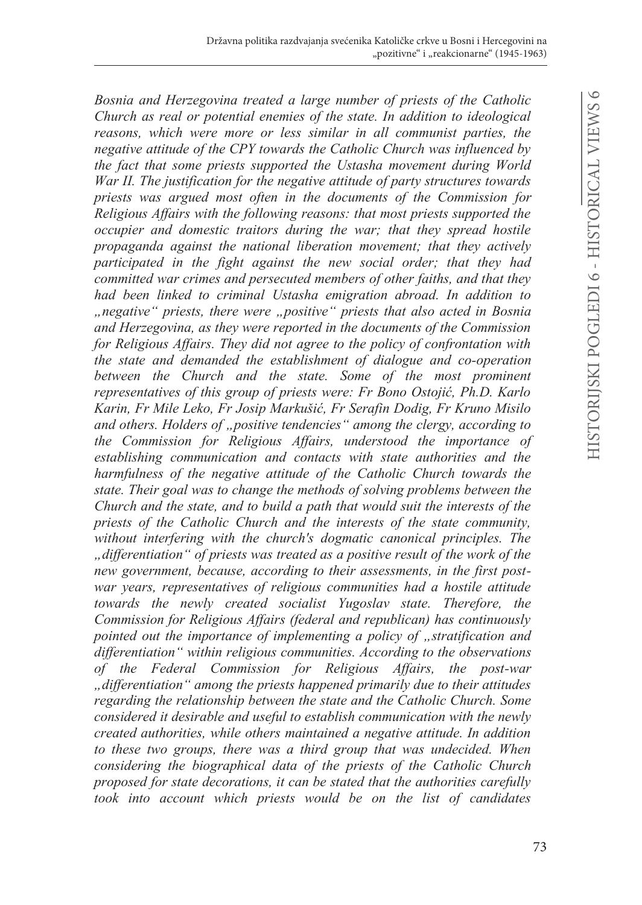*Bosnia and Herzegovina treated a large number of priests of the Catholic Church as real or potential enemies of the state. In addition to ideological reasons, which were more or less similar in all communist parties, the negative attitude of the CPY towards the Catholic Church was influenced by the fact that some priests supported the Ustasha movement during World War II. The justification for the negative attitude of party structures towards priests was argued most often in the documents of the Commission for Religious Affairs with the following reasons: that most priests supported the occupier and domestic traitors during the war; that they spread hostile propaganda against the national liberation movement; that they actively participated in the fight against the new social order; that they had committed war crimes and persecuted members of other faiths, and that they had been linked to criminal Ustasha emigration abroad. In addition to „negative" priests, there were „positive" priests that also acted in Bosnia and Herzegovina, as they were reported in the documents of the Commission for Religious Affairs. They did not agree to the policy of confrontation with the state and demanded the establishment of dialogue and co-operation between the Church and the state. Some of the most prominent representatives of this group of priests were: Fr Bono Ostojić, Ph.D. Karlo Karin, Fr Mile Leko, Fr Josip Markušić, Fr Serafin Dodig, Fr Kruno Misilo and others. Holders of „positive tendencies" among the clergy, according to the Commission for Religious Affairs, understood the importance of establishing communication and contacts with state authorities and the harmfulness of the negative attitude of the Catholic Church towards the state. Their goal was to change the methods of solving problems between the Church and the state, and to build a path that would suit the interests of the priests of the Catholic Church and the interests of the state community, without interfering with the church's dogmatic canonical principles. The „differentiation" of priests was treated as a positive result of the work of the new government, because, according to their assessments, in the first post-war years, representatives of religious communities had a hostile attitude towards the newly created socialist Yugoslav state. Therefore, the Commission for Religious Affairs (federal and republican) has continuously pointed out the importance of implementing a policy of „stratification and differentiation" within religious communities. According to the observations of the Federal Commission for Religious Affairs, the post-war „differentiation" among the priests happened primarily due to their attitudes regarding the relationship between the state and the Catholic Church. Some considered it desirable and useful to establish communication with the newly created authorities, while others maintained a negative attitude. In addition to these two groups, there was a third group that was undecided. When considering the biographical data of the priests of the Catholic Church proposed for state decorations, it can be stated that the authorities carefully took into account which priests would be on the list of candidates*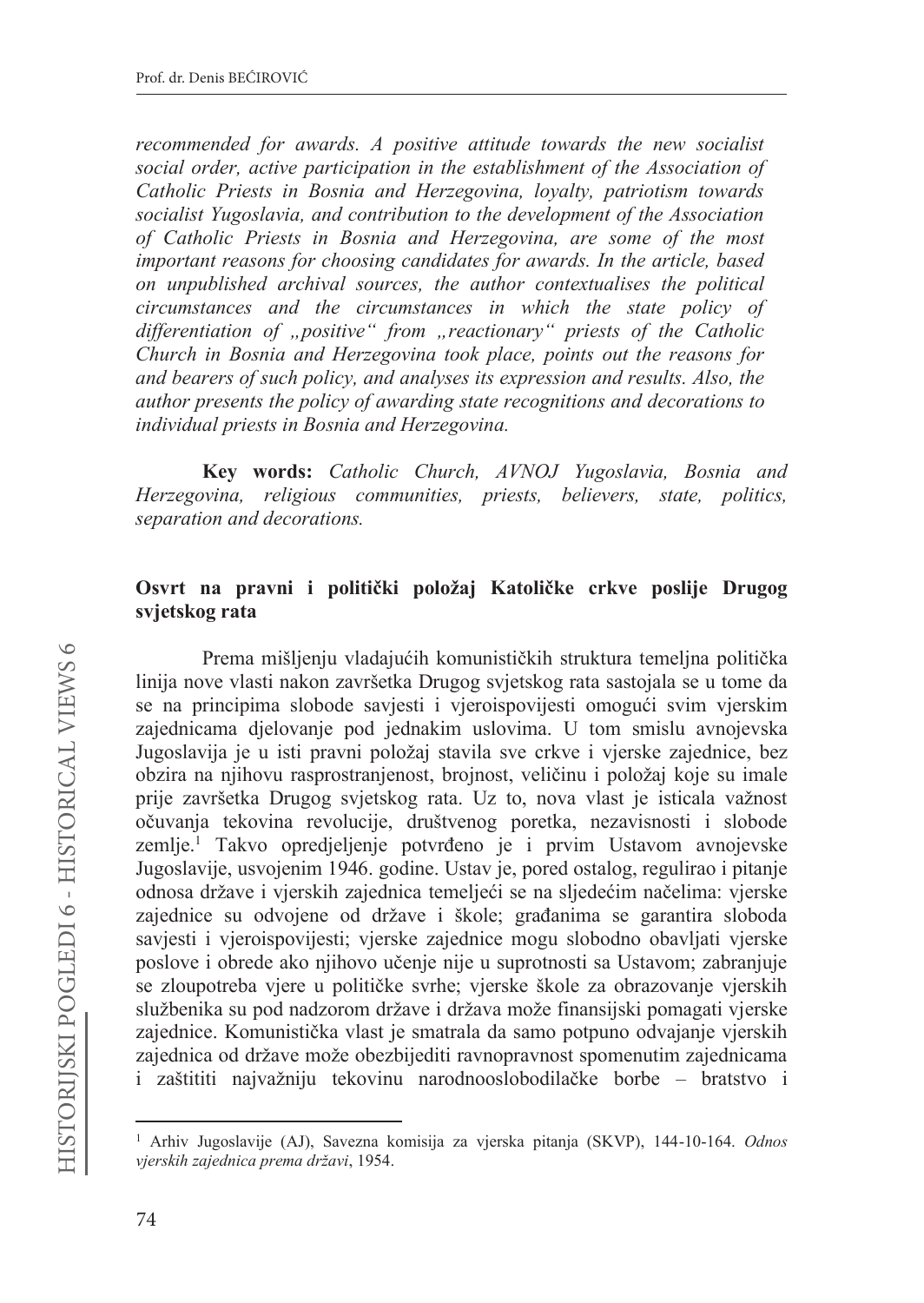*recommended for awards. A positive attitude towards the new socialist social order, active participation in the establishment of the Association of Catholic Priests in Bosnia and Herzegovina, loyalty, patriotism towards socialist Yugoslavia, and contribution to the development of the Association of Catholic Priests in Bosnia and Herzegovina, are some of the most important reasons for choosing candidates for awards. In the article, based on unpublished archival sources, the author contextualises the political circumstances and the circumstances in which the state policy of differentiation of „positive" from „reactionary" priests of the Catholic Church in Bosnia and Herzegovina took place, points out the reasons for and bearers of such policy, and analyses its expression and results. Also, the author presents the policy of awarding state recognitions and decorations to individual priests in Bosnia and Herzegovina.*

**Key words:** *Catholic Church, AVNOJ Yugoslavia, Bosnia and Herzegovina, religious communities, priests, believers, state, politics, separation and decorations.*

## Osvrt na pravni i politički položaj Katoličke crkve poslije Drugog svjetskog rata

Prema mišljenju vladajućih komunističkih struktura temeljna politička linija nove vlasti nakon završetka Drugog svjetskog rata sastojala se u tome da se na principima slobode savjesti i vjeroispovijesti omogući svim vjerskim zajednicama djelovanje pod jednakim uslovima. U tom smislu avnojevska Jugoslavija je u isti pravni položaj stavila sve crkve i vjerske zajednice, bez obzira na njihovu rasprostranjenost, brojnost, veličinu i položaj koje su imale prije završetka Drugog svjetskog rata. Uz to, nova vlast je isticala važnost očuvanja tekovina revolucije, društvenog poretka, nezavisnosti i slobode zemlje.[1] Takvo opredjeljenje potvrđeno je i prvim Ustavom avnojevske Jugoslavije, usvojenim 1946. godine. Ustav je, pored ostalog, regulirao i pitanje odnosa države i vjerskih zajednica temeljeći se na sljedećim načelima: vjerske zajednice su odvojene od države i škole; građanima se garantira sloboda savjesti i vjeroispovijesti; vjerske zajednice mogu slobodno obavljati vjerske poslove i obrede ako njihovo učenje nije u suprotnosti sa Ustavom; zabranjuje se zloupotreba vjere u političke svrhe; vjerske škole za obrazovanje vjerskih službenika su pod nadzorom države i država može finansijski pomagati vjerske zajednice. Komunistička vlast je smatrala da samo potpuno odvajanje vjerskih zajednica od države može obezbijediti ravnopravnost spomenutim zajednicama i zaštititi najvažniju tekovinu narodnooslobodilačke borbe – bratstvo i

---

[1] Arhiv Jugoslavije (AJ), Savezna komisija za vjerska pitanja (SKVP), 144-10-164. *Odnos vjerskih zajednica prema državi*, 1954.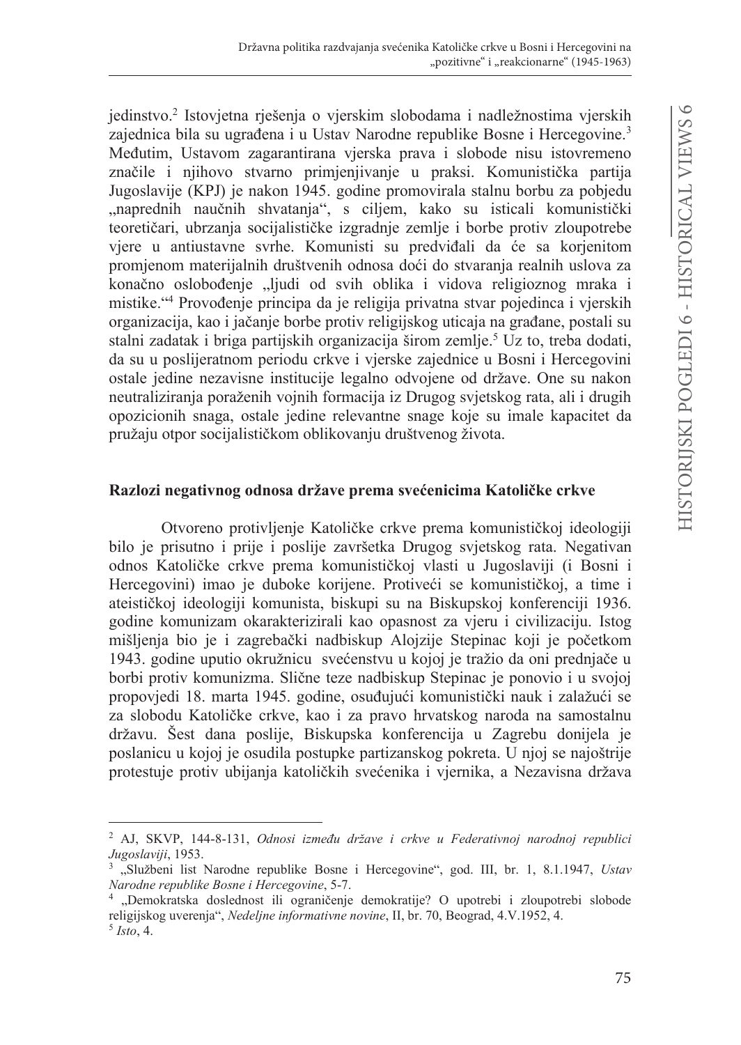jedinstvo.[2] Istovjetna rješenja o vjerskim slobodama i nadležnostima vjerskih zajednica bila su ugrađena i u Ustav Narodne republike Bosne i Hercegovine.[3] Međutim, Ustavom zagarantirana vjerska prava i slobode nisu istovremeno značile i njihovo stvarno primjenjivanje u praksi. Komunistička partija Jugoslavije (KPJ) je nakon 1945. godine promovirala stalnu borbu za pobjedu „naprednih naučnih shvatanja", s ciljem, kako su isticali komunistički teoretičari, ubrzanja socijalističke izgradnje zemlje i borbe protiv zloupotrebe vjere u antiustavne svrhe. Komunisti su predviđali da će sa korjenitom promjenom materijalnih društvenih odnosa doći do stvaranja realnih uslova za konačno oslobođenje „ljudi od svih oblika i vidova religioznog mraka i mistike."[4] Provođenje principa da je religija privatna stvar pojedinca i vjerskih organizacija, kao i jačanje borbe protiv religijskog uticaja na građane, postali su stalni zadatak i briga partijskih organizacija širom zemlje.[5] Uz to, treba dodati, da su u poslijeratnom periodu crkve i vjerske zajednice u Bosni i Hercegovini ostale jedine nezavisne institucije legalno odvojene od države. One su nakon neutraliziranja poraženih vojnih formacija iz Drugog svjetskog rata, ali i drugih opozicionih snaga, ostale jedine relevantne snage koje su imale kapacitet da pružaju otpor socijalističkom oblikovanju društvenog života.

## Razlozi negativnog odnosa države prema svećenicima Katoličke crkve

Otvoreno protivljenje Katoličke crkve prema komunističkoj ideologiji bilo je prisutno i prije i poslije završetka Drugog svjetskog rata. Negativan odnos Katoličke crkve prema komunističkoj vlasti u Jugoslaviji (i Bosni i Hercegovini) imao je duboke korijene. Protiveći se komunističkoj, a time i ateističkoj ideologiji komunista, biskupi su na Biskupskoj konferenciji 1936. godine komunizam okarakterizirali kao opasnost za vjeru i civilizaciju. Istog mišljenja bio je i zagrebački nadbiskup Alojzije Stepinac koji je početkom 1943. godine uputio okružnicu svećenstvu u kojoj je tražio da oni prednjače u borbi protiv komunizma. Slične teze nadbiskup Stepinac je ponovio i u svojoj propovjedi 18. marta 1945. godine, osuđujući komunistički nauk i zalažući se za slobodu Katoličke crkve, kao i za pravo hrvatskog naroda na samostalnu državu. Šest dana poslije, Biskupska konferencija u Zagrebu donijela je poslanicu u kojoj je osudila postupke partizanskog pokreta. U njoj se najoštrije protestuje protiv ubijanja katoličkih svećenika i vjernika, a Nezavisna država

---

[2] AJ, SKVP, 144-8-131, *Odnosi između države i crkve u Federativnoj narodnoj republici Jugoslaviji*, 1953.

[3] „Službeni list Narodne republike Bosne i Hercegovine", god. III, br. 1, 8.1.1947, *Ustav Narodne republike Bosne i Hercegovine*, 5-7.

[4] „Demokratska doslednost ili ograničenje demokratije? O upotrebi i zloupotrebi slobode religijskog uverenja", *Nedeljne informativne novine*, II, br. 70, Beograd, 4.V.1952, 4.

[5] *Isto*, 4.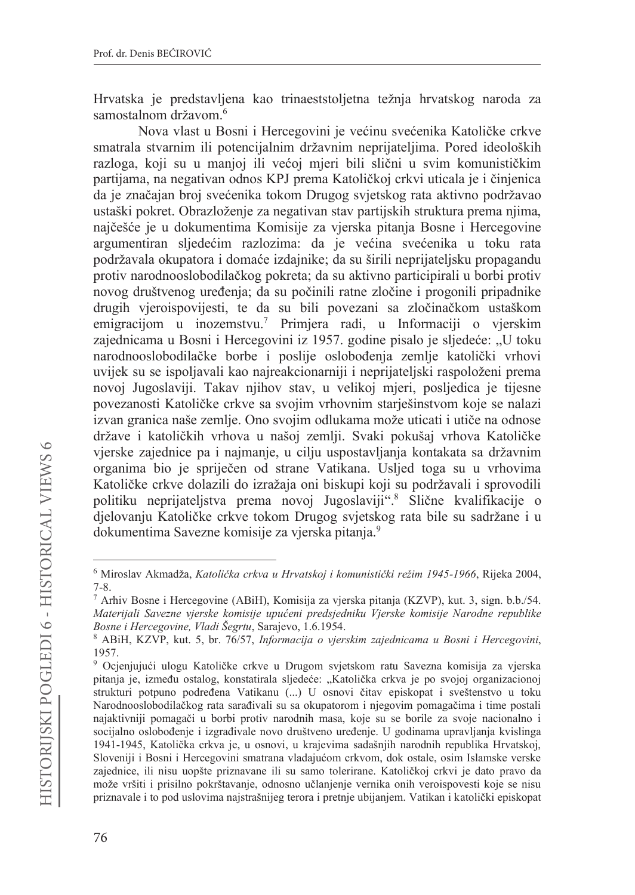Hrvatska je predstavljena kao trinaeststoljetna težnja hrvatskog naroda za samostalnom državom.[6]

Nova vlast u Bosni i Hercegovini je većinu svećenika Katoličke crkve smatrala stvarnim ili potencijalnim državnim neprijateljima. Pored ideoloških razloga, koji su u manjoj ili većoj mjeri bili slični u svim komunističkim partijama, na negativan odnos KPJ prema Katoličkoj crkvi uticala je i činjenica da je značajan broj svećenika tokom Drugog svjetskog rata aktivno podržavao ustaški pokret. Obrazloženje za negativan stav partijskih struktura prema njima, najčešće je u dokumentima Komisije za vjerska pitanja Bosne i Hercegovine argumentiran sljedećim razlozima: da je većina svećenika u toku rata podržavala okupatora i domaće izdajnike; da su širili neprijateljsku propagandu protiv narodnooslobodilačkog pokreta; da su aktivno participirali u borbi protiv novog društvenog uređenja; da su počinili ratne zločine i progonili pripadnike drugih vjeroispovijesti, te da su bili povezani sa zločinačkom ustaškom emigracijom u inozemstvu.[7] Primjera radi, u Informaciji o vjerskim zajednicama u Bosni i Hercegovini iz 1957. godine pisalo je sljedeće: „U toku narodnooslobodilačke borbe i poslije oslobođenja zemlje katolički vrhovi uvijek su se ispoljavali kao najreakcionarniji i neprijateljski raspoloženi prema novoj Jugoslaviji. Takav njihov stav, u velikoj mjeri, posljedica je tijesne povezanosti Katoličke crkve sa svojim vrhovnim starješinstvom koje se nalazi izvan granica naše zemlje. Ono svojim odlukama može uticati i utiče na odnose države i katoličkih vrhova u našoj zemlji. Svaki pokušaj vrhova Katoličke vjerske zajednice pa i najmanje, u cilju uspostavljanja kontakata sa državnim organima bio je spriječen od strane Vatikana. Usljed toga su u vrhovima Katoličke crkve dolazili do izražaja oni biskupi koji su podržavali i sprovodili politiku neprijateljstva prema novoj Jugoslaviji".[8] Slične kvalifikacije o djelovanju Katoličke crkve tokom Drugog svjetskog rata bile su sadržane i u dokumentima Savezne komisije za vjerska pitanja.[9]

---

[6] Miroslav Akmadža, *Katolička crkva u Hrvatskoj i komunistički režim 1945-1966*, Rijeka 2004, 7-8.

[7] Arhiv Bosne i Hercegovine (ABiH), Komisija za vjerska pitanja (KZVP), kut. 3, sign. b.b./54. *Materijali Savezne vjerske komisije upućeni predsjedniku Vjerske komisije Narodne republike Bosne i Hercegovine, Vladi Šegrtu*, Sarajevo, 1.6.1954.

[8] ABiH, KZVP, kut. 5, br. 76/57, *Informacija o vjerskim zajednicama u Bosni i Hercegovini*, 1957.

[9] Ocjenjujući ulogu Katoličke crkve u Drugom svjetskom ratu Savezna komisija za vjerska pitanja je, između ostalog, konstatirala sljedeće: „Katolička crkva je po svojoj organizacionoj strukturi potpuno podređena Vatikanu (...) U osnovi čitav episkopat i sveštenstvo u toku Narodnooslobodilačkog rata sarađivali su sa okupatorom i njegovim pomagačima i time postali najaktivniji pomagači u borbi protiv narodnih masa, koje su se borile za svoje nacionalno i socijalno oslobođenje i izgrađivale novo društveno uređenje. U godinama upravljanja kvislinga 1941-1945, Katolička crkva je, u osnovi, u krajevima sadašnjih narodnih republika Hrvatskoj, Sloveniji i Bosni i Hercegovini smatrana vladajućom crkvom, dok ostale, osim Islamske verske zajednice, ili nisu uopšte priznavane ili su samo tolerirane. Katoličkoj crkvi je dato pravo da može vršiti i prisilno pokrštavanje, odnosno učlanjenje vernika onih veroispovesti koje se nisu priznavale i to pod uslovima najstrašnijeg terora i pretnje ubijanjem. Vatikan i katolički episkopat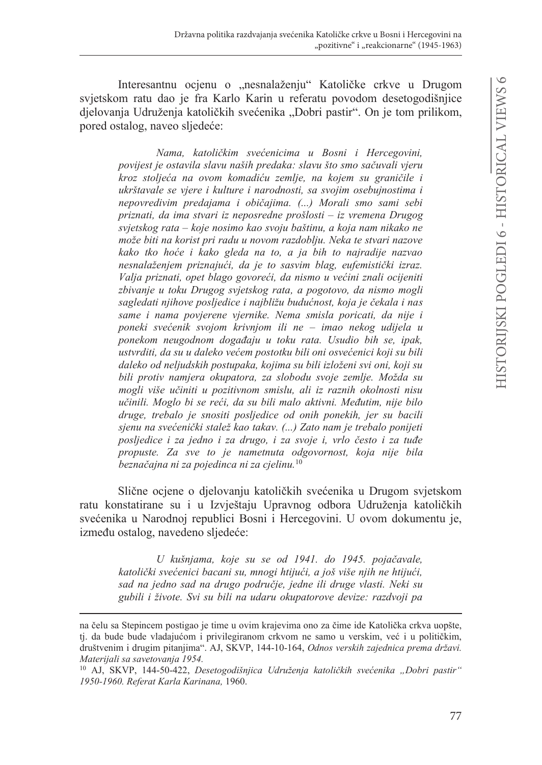Interesantnu ocjenu o „nesnalaženju“ Katoličke crkve u Drugom svjetskom ratu dao je fra Karlo Karin u referatu povodom desetogodišnjice djelovanja Udruženja katoličkih svećenika „Dobri pastir“. On je tom prilikom, pored ostalog, naveo sljedeće:

> *Nama, katoličkim svećenicima u Bosni i Hercegovini, povijest je ostavila slavu naših predaka: slavu što smo sačuvali vjeru kroz stoljeća na ovom komadiću zemlje, na kojem su graničile i ukrštavale se vjere i kulture i narodnosti, sa svojim osebujnostima i nepovredivim predajama i običajima. (...) Morali smo sami sebi priznati, da ima stvari iz neposredne prošlosti – iz vremena Drugog svjetskog rata – koje nosimo kao svoju baštinu, a koja nam nikako ne može biti na korist pri radu u novom razdoblju. Neka te stvari nazove kako tko hoće i kako gleda na to, a ja bih to najradije nazvao nesnalaženjem priznajući, da je to sasvim blag, eufemistički izraz. Valja priznati, opet blago govoreći, da nismo u većini znali ocijeniti zbivanje u toku Drugog svjetskog rata, a pogotovo, da nismo mogli sagledati njihove posljedice i najbližu budućnost, koja je čekala i nas same i nama povjerene vjernike. Nema smisla poricati, da nije i poneki svećenik svojom krivnjom ili ne – imao nekog udijela u ponekom neugodnom događaju u toku rata. Usudio bih se, ipak, ustvrditi, da su u daleko većem postotku bili oni osvećenici koji su bili daleko od neljudskih postupaka, kojima su bili izloženi svi oni, koji su bili protiv namjera okupatora, za slobodu svoje zemlje. Možda su mogli više učiniti u pozitivnom smislu, ali iz raznih okolnosti nisu učinili. Moglo bi se reći, da su bili malo aktivni. Međutim, nije bilo druge, trebalo je snositi posljedice od onih ponekih, jer su bacili sjenu na svećenički stalež kao takav. (...) Zato nam je trebalo ponijeti posljedice i za jedno i za drugo, i za svoje i, vrlo često i za tuđe propuste. Za sve to je nametnuta odgovornost, koja nije bila beznačajna ni za pojedinca ni za cjelinu.*[10]

Slične ocjene o djelovanju katoličkih svećenika u Drugom svjetskom ratu konstatirane su i u Izvještaju Upravnog odbora Udruženja katoličkih svećenika u Narodnoj republici Bosni i Hercegovini. U ovom dokumentu je, između ostalog, navedeno sljedeće:

> *U kušnjama, koje su se od 1941. do 1945. pojačavale, katolički svećenici bacani su, mnogi htijući, a još više njih ne htijući, sad na jedno sad na drugo područje, jedne ili druge vlasti. Neki su gubili i živote. Svi su bili na udaru okupatorove devize: razdvoji pa*

---

na čelu sa Stepincem postigao je time u ovim krajevima ono za čime ide Katolička crkva uopšte, tj. da bude bude vladajućom i privilegiranom crkvom ne samo u verskim, već i u političkim, društvenim i drugim pitanjima“. AJ, SKVP, 144-10-164, *Odnos verskih zajednica prema državi. Materijali sa savetovanja 1954.*

[10] AJ, SKVP, 144-50-422, *Desetogodišnjica Udruženja katoličkih svećenika „Dobri pastir“ 1950-1960. Referat Karla Karinana,* 1960.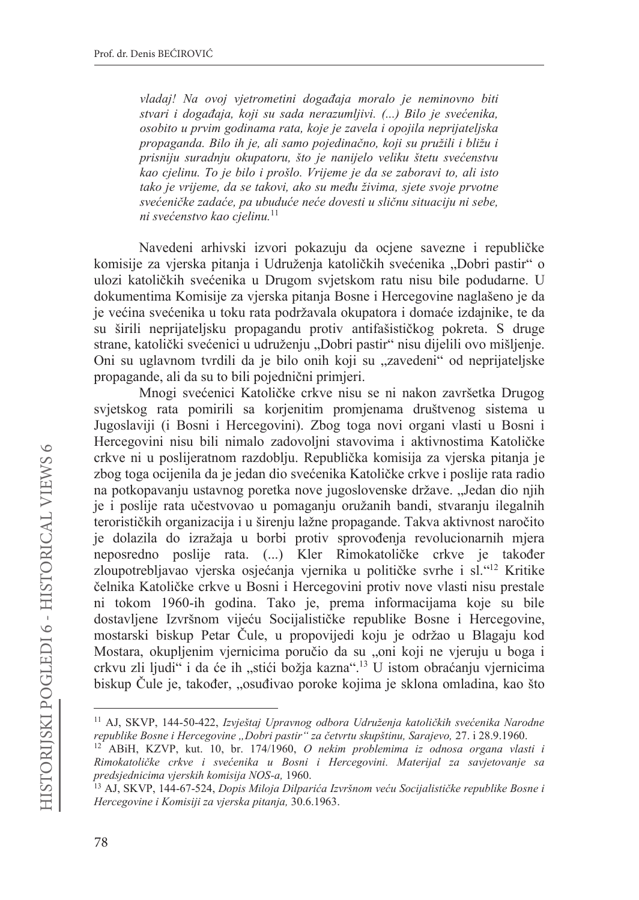> *vladaj! Na ovoj vjetrometini događaja moralo je neminovno biti stvari i događaja, koji su sada nerazumljivi. (...) Bilo je svećenika, osobito u prvim godinama rata, koje je zavela i opojila neprijateljska propaganda. Bilo ih je, ali samo pojedinačno, koji su pružili i bližu i prisniju suradnju okupatoru, što je nanijelo veliku štetu svećenstvu kao cjelinu. To je bilo i prošlo. Vrijeme je da se zaboravi to, ali isto tako je vrijeme, da se takovi, ako su među živima, sjete svoje prvotne svećeničke zadaće, pa ubuduće neće dovesti u sličnu situaciju ni sebe, ni svećenstvo kao cjelinu.*[11]

Navedeni arhivski izvori pokazuju da ocjene savezne i republičke komisije za vjerska pitanja i Udruženja katoličkih svećenika „Dobri pastir" o ulozi katoličkih svećenika u Drugom svjetskom ratu nisu bile podudarne. U dokumentima Komisije za vjerska pitanja Bosne i Hercegovine naglašeno je da je većina svećenika u toku rata podržavala okupatora i domaće izdajnike, te da su širili neprijateljsku propagandu protiv antifašističkog pokreta. S druge strane, katolički svećenici u udruženju „Dobri pastir" nisu dijelili ovo mišljenje. Oni su uglavnom tvrdili da je bilo onih koji su „zavedeni" od neprijateljske propagande, ali da su to bili pojedinični primjeri.

Mnogi svećenici Katoličke crkve nisu se ni nakon završetka Drugog svjetskog rata pomirili sa korjenitim promjenama društvenog sistema u Jugoslaviji (i Bosni i Hercegovini). Zbog toga novi organi vlasti u Bosni i Hercegovini nisu bili nimalo zadovoljni stavovima i aktivnostima Katoličke crkve ni u poslijeratnom razdoblju. Republička komisija za vjerska pitanja je zbog toga ocijenila da je jedan dio svećenika Katoličke crkve i poslije rata radio na potkopavanju ustavnog poretka nove jugoslovenske države. „Jedan dio njih je i poslije rata učestvovao u pomaganju oružanih bandi, stvaranju ilegalnih terorističkih organizacija i u širenju lažne propagande. Takva aktivnost naročito je dolazila do izražaja u borbi protiv sprovođenja revolucionarnih mjera neposredno poslije rata. (...) Kler Rimokatoličke crkve je također zloupotrebljavao vjerska osjećanja vjernika u političke svrhe i sl."[12] Kritike čelnika Katoličke crkve u Bosni i Hercegovini protiv nove vlasti nisu prestale ni tokom 1960-ih godina. Tako je, prema informacijama koje su bile dostavljene Izvršnom vijeću Socijalističke republike Bosne i Hercegovine, mostarski biskup Petar Čule, u propovijedi koju je održao u Blagaju kod Mostara, okupljenim vjernicima poručio da su „oni koji ne vjeruju u boga i crkvu zli ljudi" i da će ih „stići božja kazna".[13] U istom obraćanju vjernicima biskup Čule je, također, „osuđivao poroke kojima je sklona omladina, kao što

---

[11] AJ, SKVP, 144-50-422, *Izvještaj Upravnog odbora Udruženja katoličkih svećenika Narodne republike Bosne i Hercegovine „Dobri pastir" za četvrtu skupštinu, Sarajevo,* 27. i 28.9.1960.

[12] ABiH, KZVP, kut. 10, br. 174/1960, *O nekim problemima iz odnosa organa vlasti i Rimokatoličke crkve i svećenika u Bosni i Hercegovini. Materijal za savjetovanje sa predsjednicima vjerskih komisija NOS-a,* 1960.

[13] AJ, SKVP, 144-67-524, *Dopis Miloja Dilparića Izvršnom veću Socijalističke republike Bosne i Hercegovine i Komisiji za vjerska pitanja,* 30.6.1963.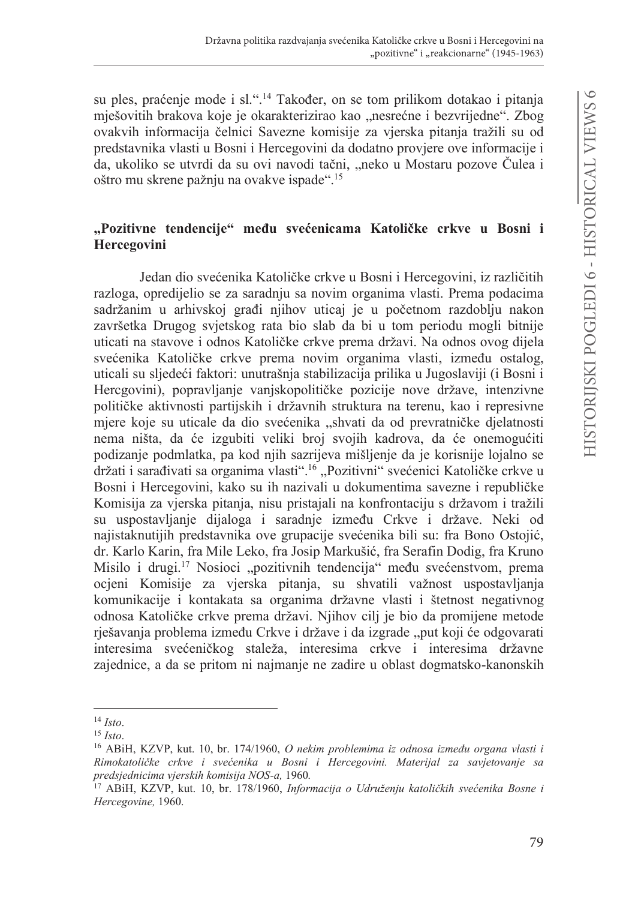su ples, praćenje mode i sl.".[14] Također, on se tom prilikom dotakao i pitanja mješovitih brakova koje je okarakterizirao kao „nesrećne i bezvrijedne". Zbog ovakvih informacija čelnici Savezne komisije za vjerska pitanja tražili su od predstavnika vlasti u Bosni i Hercegovini da dodatno provjere ove informacije i da, ukoliko se utvrdi da su ovi navodi tačni, „neko u Mostaru pozove Čulea i oštro mu skrene pažnju na ovakve ispade".[15]

## „Pozitivne tendencije" među svećenicama Katoličke crkve u Bosni i Hercegovini

Jedan dio svećenika Katoličke crkve u Bosni i Hercegovini, iz različitih razloga, opredijelio se za saradnju sa novim organima vlasti. Prema podacima sadržanim u arhivskoj građi njihov uticaj je u početnom razdoblju nakon završetka Drugog svjetskog rata bio slab da bi u tom periodu mogli bitnije uticati na stavove i odnos Katoličke crkve prema državi. Na odnos ovog dijela svećenika Katoličke crkve prema novim organima vlasti, između ostalog, uticali su sljedeći faktori: unutrašnja stabilizacija prilika u Jugoslaviji (i Bosni i Hercgovini), popravljanje vanjskopolitičke pozicije nove države, intenzivne političke aktivnosti partijskih i državnih struktura na terenu, kao i represivne mjere koje su uticale da dio svećenika „shvati da od prevratničke djelatnosti nema ništa, da će izgubiti veliki broj svojih kadrova, da će onemogućiti podizanje podmlatka, pa kod njih sazrijeva mišljenje da je korisnije lojalno se držati i sarađivati sa organima vlasti".[16] „Pozitivni" svećenici Katoličke crkve u Bosni i Hercegovini, kako su ih nazivali u dokumentima savezne i republičke Komisija za vjerska pitanja, nisu pristajali na konfrontaciju s državom i tražili su uspostavljanje dijaloga i saradnje između Crkve i države. Neki od najistaknutijih predstavnika ove grupacije svećenika bili su: fra Bono Ostojić, dr. Karlo Karin, fra Mile Leko, fra Josip Markušić, fra Serafin Dodig, fra Kruno Misilo i drugi.[17] Nosioci „pozitivnih tendencija" među svećenstvom, prema ocjeni Komisije za vjerska pitanja, su shvatili važnost uspostavljanja komunikacije i kontakata sa organima državne vlasti i štetnost negativnog odnosa Katoličke crkve prema državi. Njihov cilj je bio da promijene metode rješavanja problema između Crkve i države i da izgrade „put koji će odgovarati interesima svećeničkog staleža, interesima crkve i interesima državne zajednice, a da se pritom ni najmanje ne zadire u oblast dogmatsko-kanonskih

---

[14] *Isto*.

[15] *Isto*.

[16] ABiH, KZVP, kut. 10, br. 174/1960, *O nekim problemima iz odnosa između organa vlasti i Rimokatoličke crkve i svećenika u Bosni i Hercegovini. Materijal za savjetovanje sa predsjednicima vjerskih komisija NOS-a,* 1960*.*

[17] ABiH, KZVP, kut. 10, br. 178/1960, *Informacija o Udruženju katoličkih svećenika Bosne i Hercegovine,* 1960.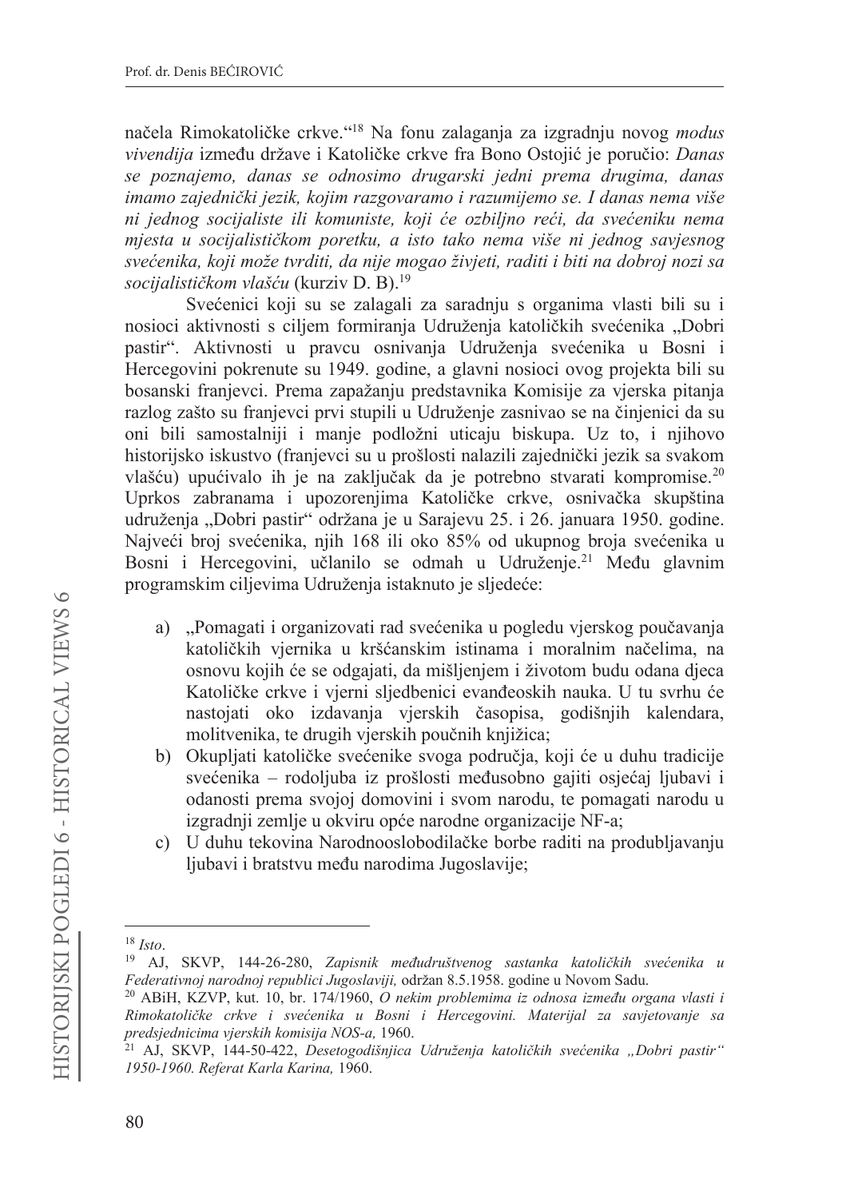načela Rimokatoličke crkve."[18] Na fonu zalaganja za izgradnju novog *modus vivendija* između države i Katoličke crkve fra Bono Ostojić je poručio: *Danas se poznajemo, danas se odnosimo drugarski jedni prema drugima, danas imamo zajednički jezik, kojim razgovaramo i razumijemo se. I danas nema više ni jednog socijaliste ili komuniste, koji će ozbiljno reći, da svećeniku nema mjesta u socijalističkom poretku, a isto tako nema više ni jednog savjesnog svećenika, koji može tvrditi, da nije mogao živjeti, raditi i biti na dobroj nozi sa socijalističkom vlašću* (kurziv D. B).[19]

Svećenici koji su se zalagali za saradnju s organima vlasti bili su i nosioci aktivnosti s ciljem formiranja Udruženja katoličkih svećenika „Dobri pastir". Aktivnosti u pravcu osnivanja Udruženja svećenika u Bosni i Hercegovini pokrenute su 1949. godine, a glavni nosioci ovog projekta bili su bosanski franjevci. Prema zapažanju predstavnika Komisije za vjerska pitanja razlog zašto su franjevci prvi stupili u Udruženje zasnivao se na činjenici da su oni bili samostalniji i manje podložni uticaju biskupa. Uz to, i njihovo historijsko iskustvo (franjevci su u prošlosti nalazili zajednički jezik sa svakom vlašću) upućivalo ih je na zaključak da je potrebno stvarati kompromise.[20] Uprkos zabranama i upozorenjima Katoličke crkve, osnivačka skupština udruženja „Dobri pastir" održana je u Sarajevu 25. i 26. januara 1950. godine. Najveći broj svećenika, njih 168 ili oko 85% od ukupnog broja svećenika u Bosni i Hercegovini, učlanilo se odmah u Udruženje.[21] Među glavnim programskim ciljevima Udruženja istaknuto je sljedeće:

a) „Pomagati i organizovati rad svećenika u pogledu vjerskog poučavanja katoličkih vjernika u kršćanskim istinama i moralnim načelima, na osnovu kojih će se odgajati, da mišljenjem i životom budu odana djeca Katoličke crkve i vjerni sljedbenici evanđeoskih nauka. U tu svrhu će nastojati oko izdavanja vjerskih časopisa, godišnjih kalendara, molitvenika, te drugih vjerskih poučnih knjižica;
b) Okupljati katoličke svećenike svoga područja, koji će u duhu tradicije svećenika – rodoljuba iz prošlosti međusobno gajiti osjećaj ljubavi i odanosti prema svojoj domovini i svom narodu, te pomagati narodu u izgradnji zemlje u okviru opće narodne organizacije NF-a;
c) U duhu tekovina Narodnooslobodilačke borbe raditi na produbljavanju ljubavi i bratstvu među narodima Jugoslavije;

---

[18] *Isto*.

[19] AJ, SKVP, 144-26-280, *Zapisnik međudruštvenog sastanka katoličkih svećenika u Federativnoj narodnoj republici Jugoslaviji,* održan 8.5.1958. godine u Novom Sadu.

[20] ABiH, KZVP, kut. 10, br. 174/1960, *O nekim problemima iz odnosa između organa vlasti i Rimokatoličke crkve i svećenika u Bosni i Hercegovini. Materijal za savjetovanje sa predsjednicima vjerskih komisija NOS-a,* 1960.

[21] AJ, SKVP, 144-50-422, *Desetogodišnjica Udruženja katoličkih svećenika „Dobri pastir" 1950-1960. Referat Karla Karina,* 1960.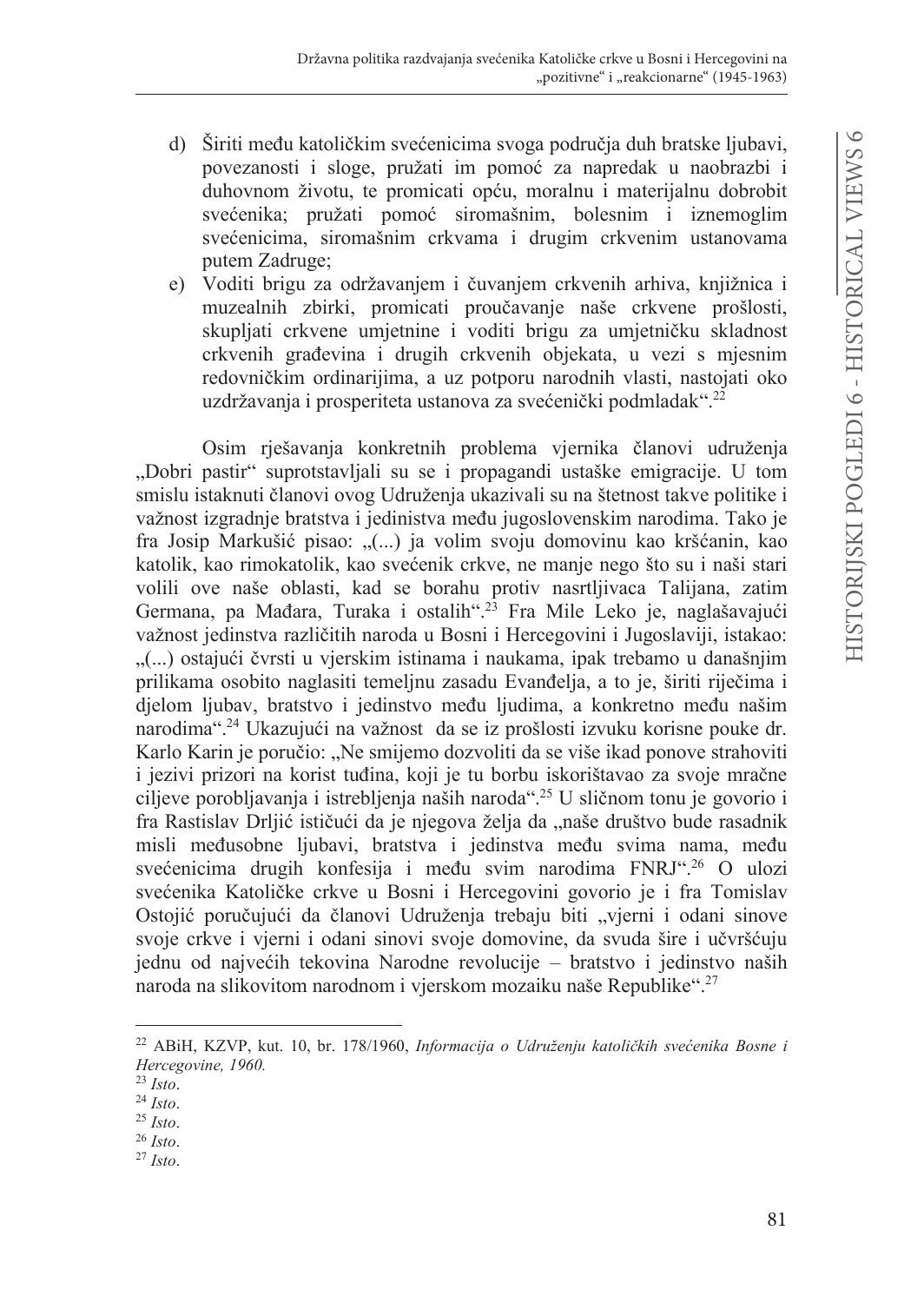d) Širiti među katoličkim svećenicima svoga područja duh bratske ljubavi, povezanosti i sloge, pružati im pomoć za napredak u naobrazbi i duhovnom životu, te promicati opću, moralnu i materijalnu dobrobit svećenika; pružati pomoć siromašnim, bolesnim i iznemoglim svećenicima, siromašnim crkvama i drugim crkvenim ustanovama putem Zadruge;
e) Voditi brigu za održavanjem i čuvanjem crkvenih arhiva, knjižnica i muzealnih zbirki, promicati proučavanje naše crkvene prošlosti, skupljati crkvene umjetnine i voditi brigu za umjetničku skladnost crkvenih građevina i drugih crkvenih objekata, u vezi s mjesnim redovničkim ordinarijima, a uz potporu narodnih vlasti, nastojati oko uzdržavanja i prosperiteta ustanova za svećenički podmladak".[22]

Osim rješavanja konkretnih problema vjernika članovi udruženja „Dobri pastir" suprotstavljali su se i propagandi ustaške emigracije. U tom smislu istaknuti članovi ovog Udruženja ukazivali su na štetnost takve politike i važnost izgradnje bratstva i jedinstva među jugoslovenskim narodima. Tako je fra Josip Markušić pisao: „(...) ja volim svoju domovinu kao kršćanin, kao katolik, kao rimokatolik, kao svećenik crkve, ne manje nego što su i naši stari volili ove naše oblasti, kad se borahu protiv nasrtljivaca Talijana, zatim Germana, pa Mađara, Turaka i ostalih".[23] Fra Mile Leko je, naglašavajući važnost jedinstva različitih naroda u Bosni i Hercegovini i Jugoslaviji, istakao: „(...) ostajući čvrsti u vjerskim istinama i naukama, ipak trebamo u današnjim prilikama osobito naglasiti temeljnu zasadu Evanđelja, a to je, širiti riječima i djelom ljubav, bratstvo i jedinstvo među ljudima, a konkretno među našim narodima".[24] Ukazujući na važnost da se iz prošlosti izvuku korisne pouke dr. Karlo Karin je poručio: „Ne smijemo dozvoliti da se više ikad ponove strahoviti i jezivi prizori na korist tuđina, koji je tu borbu iskorištavao za svoje mračne ciljeve porobljavanja i istrebljenja naših naroda".[25] U sličnom tonu je govorio i fra Rastislav Drljić ističući da je njegova želja da „naše društvo bude rasadnik misli međusobne ljubavi, bratstva i jedinstva među svima nama, među svećenicima drugih konfesija i među svim narodima FNRJ".[26] O ulozi svećenika Katoličke crkve u Bosni i Hercegovini govorio je i fra Tomislav Ostojić poručujući da članovi Udruženja trebaju biti „vjerni i odani sinove svoje crkve i vjerni i odani sinovi svoje domovine, da svuda šire i učvršćuju jednu od najvećih tekovina Narodne revolucije – bratstvo i jedinstvo naših naroda na slikovitom narodnom i vjerskom mozaiku naše Republike".[27]

---

[22] ABiH, KZVP, kut. 10, br. 178/1960, *Informacija o Udruženju katoličkih svećenika Bosne i Hercegovine, 1960.*
[23] *Isto*.
[24] *Isto*.
[25] *Isto*.
[26] *Isto*.
[27] *Isto*.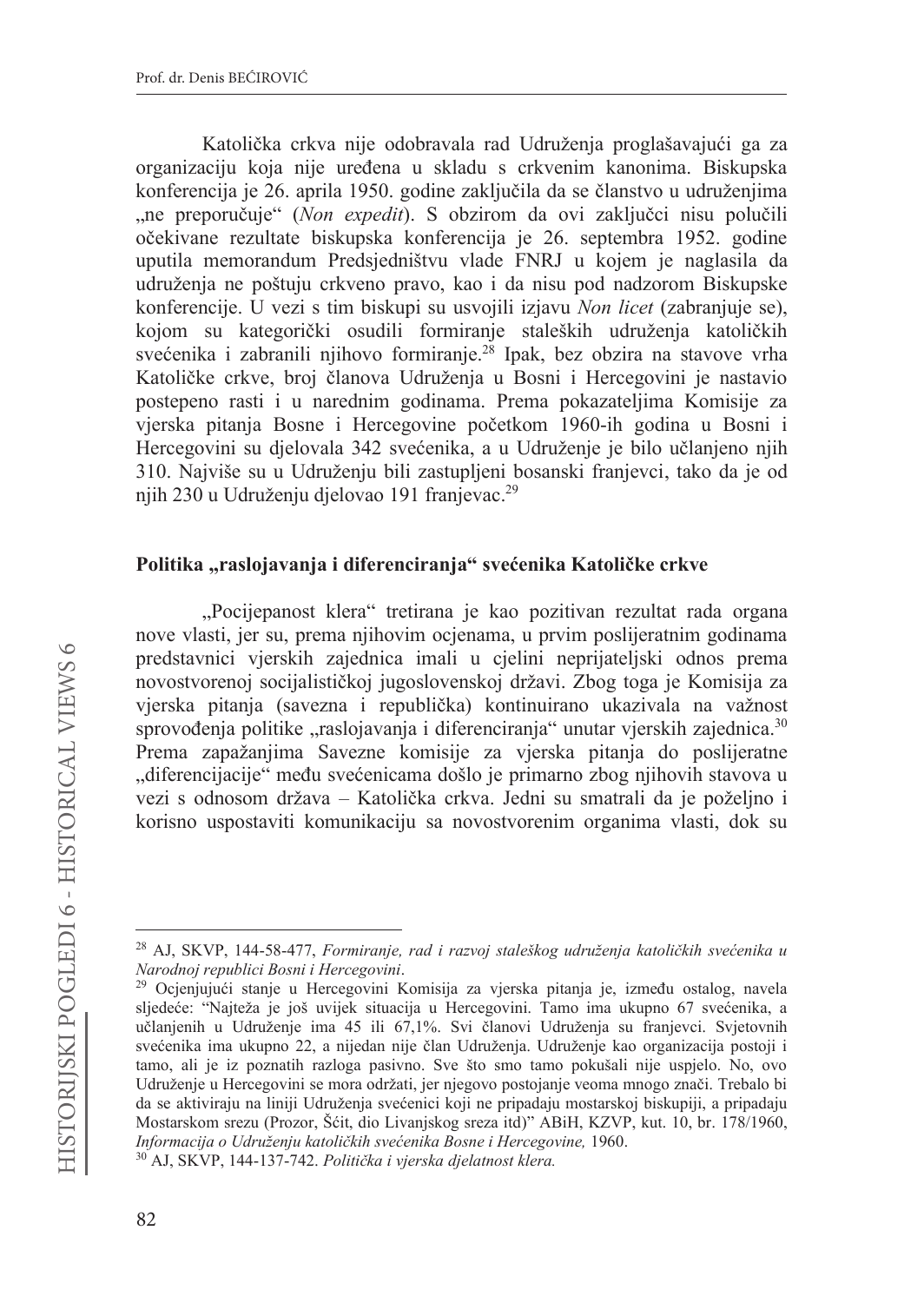Katolička crkva nije odobravala rad Udruženja proglašavajući ga za organizaciju koja nije uređena u skladu s crkvenim kanonima. Biskupska konferencija je 26. aprila 1950. godine zaključila da se članstvo u udruženjima „ne preporučuje" (*Non expedit*). S obzirom da ovi zaključci nisu polučili očekivane rezultate biskupska konferencija je 26. septembra 1952. godine uputila memorandum Predsjedništvu vlade FNRJ u kojem je naglasila da udruženja ne poštuju crkveno pravo, kao i da nisu pod nadzorom Biskupske konferencije. U vezi s tim biskupi su usvojili izjavu *Non licet* (zabranjuje se), kojom su kategorički osudili formiranje staleških udruženja katoličkih svećenika i zabranili njihovo formiranje.[28] Ipak, bez obzira na stavove vrha Katoličke crkve, broj članova Udruženja u Bosni i Hercegovini je nastavio postepeno rasti i u narednim godinama. Prema pokazateljima Komisije za vjerska pitanja Bosne i Hercegovine početkom 1960-ih godina u Bosni i Hercegovini su djelovala 342 svećenika, a u Udruženje je bilo učlanjeno njih 310. Najviše su u Udruženju bili zastupljeni bosanski franjevci, tako da je od njih 230 u Udruženju djelovao 191 franjevac.[29]

## Politika „raslojavanja i diferenciranja" svećenika Katoličke crkve

„Pocijepanost klera" tretirana je kao pozitivan rezultat rada organa nove vlasti, jer su, prema njihovim ocjenama, u prvim poslijeratnim godinama predstavnici vjerskih zajednica imali u cjelini neprijateljski odnos prema novostvorenoj socijalističkoj jugoslovenskoj državi. Zbog toga je Komisija za vjerska pitanja (savezna i republička) kontinuirano ukazivala na važnost sprovođenja politike „raslojavanja i diferenciranja" unutar vjerskih zajednica.[30] Prema zapažanjima Savezne komisije za vjerska pitanja do poslijeratne „diferencijacije" među svećenicama došlo je primarno zbog njihovih stavova u vezi s odnosom država – Katolička crkva. Jedni su smatrali da je poželjno i korisno uspostaviti komunikaciju sa novostvorenim organima vlasti, dok su

---

[28] AJ, SKVP, 144-58-477, *Formiranje, rad i razvoj staleškog udruženja katoličkih svećenika u Narodnoj republici Bosni i Hercegovini*.

[29] Ocjenjujući stanje u Hercegovini Komisija za vjerska pitanja je, između ostalog, navela sljedeće: "Najteža je još uvijek situacija u Hercegovini. Tamo ima ukupno 67 svećenika, a učlanjenih u Udruženje ima 45 ili 67,1%. Svi članovi Udruženja su franjevci. Svjetovnih svećenika ima ukupno 22, a nijedan nije član Udruženja. Udruženje kao organizacija postoji i tamo, ali je iz poznatih razloga pasivno. Sve što smo tamo pokušali nije uspjelo. No, ovo Udruženje u Hercegovini se mora održati, jer njegovo postojanje veoma mnogo znači. Trebalo bi da se aktiviraju na liniji Udruženja svećenici koji ne pripadaju mostarskoj biskupiji, a pripadaju Mostarskom srezu (Prozor, Šćit, dio Livanjskog sreza itd)" ABiH, KZVP, kut. 10, br. 178/1960, *Informacija o Udruženju katoličkih svećenika Bosne i Hercegovine,* 1960.

[30] AJ, SKVP, 144-137-742. *Politička i vjerska djelatnost klera.*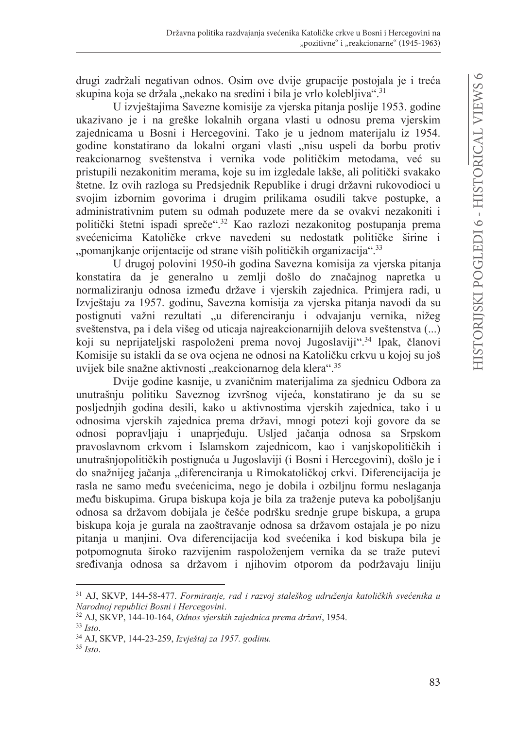drugi zadržali negativan odnos. Osim ove dvije grupacije postojala je i treća skupina koja se držala „nekako na sredini i bila je vrlo kolebljiva".[31]

U izvještajima Savezne komisije za vjerska pitanja poslije 1953. godine ukazivano je i na greške lokalnih organa vlasti u odnosu prema vjerskim zajednicama u Bosni i Hercegovini. Tako je u jednom materijalu iz 1954. godine konstatirano da lokalni organi vlasti „nisu uspeli da borbu protiv reakcionarnog sveštenstva i vernika vode političkim metodama, već su pristupili nezakonitim merama, koje su im izgledale lakše, ali politički svakako štetne. Iz ovih razloga su Predsjednik Republike i drugi državni rukovodioci u svojim izbornim govorima i drugim prilikama osudili takve postupke, a administrativnim putem su odmah poduzete mere da se ovakvi nezakoniti i politički štetni ispadi spreče".[32] Kao razlozi nezakonitog postupanja prema svećenicima Katoličke crkve navedeni su nedostatk političke širine i „pomanjkanje orijentacije od strane viših političkih organizacija".[33]

U drugoj polovini 1950-ih godina Savezna komisija za vjerska pitanja konstatira da je generalno u zemlji došlo do značajnog napretka u normaliziranju odnosa između države i vjerskih zajednica. Primjera radi, u Izvještaju za 1957. godinu, Savezna komisija za vjerska pitanja navodi da su postignuti važni rezultati „u diferenciranju i odvajanju vernika, nižeg sveštenstva, pa i dela višeg od uticaja najreakcionarnijih delova sveštenstva (...) koji su neprijateljski raspoloženi prema novoj Jugoslaviji".[34] Ipak, članovi Komisije su istakli da se ova ocjena ne odnosi na Katoličku crkvu u kojoj su još uvijek bile snažne aktivnosti „reakcionarnog dela klera".[35]

Dvije godine kasnije, u zvaničnim materijalima za sjednicu Odbora za unutrašnju politiku Saveznog izvršnog vijeća, konstatirano je da su se posljednjih godina desili, kako u aktivnostima vjerskih zajednica, tako i u odnosima vjerskih zajednica prema državi, mnogi potezi koji govore da se odnosi popravljaju i unaprjeđuju. Usljed jačanja odnosa sa Srpskom pravoslavnom crkvom i Islamskom zajednicom, kao i vanjskopolitičkih i unutrašnjopolitičkih postignuća u Jugoslaviji (i Bosni i Hercegovini), došlo je i do snažnijeg jačanja „diferenciranja u Rimokatoličkoj crkvi. Diferencijacija je rasla ne samo među svećenicima, nego je dobila i ozbiljnu formu neslaganja među biskupima. Grupa biskupa koja je bila za traženje puteva ka poboljšanju odnosa sa državom dobijala je češće podršku srednje grupe biskupa, a grupa biskupa koja je gurala na zaoštravanje odnosa sa državom ostajala je po nizu pitanja u manjini. Ova diferencijacija kod svećenika i kod biskupa bila je potpomognuta široko razvijenim raspoloženjem vernika da se traže putevi sređivanja odnosa sa državom i njihovim otporom da podržavaju liniju

---

[31] AJ, SKVP, 144-58-477. *Formiranje, rad i razvoj staleškog udruženja katoličkih svećenika u Narodnoj republici Bosni i Hercegovini*.

[32] AJ, SKVP, 144-10-164, *Odnos vjerskih zajednica prema državi*, 1954.

[33] *Isto*.

[34] AJ, SKVP, 144-23-259, *Izvještaj za 1957. godinu.*

[35] *Isto*.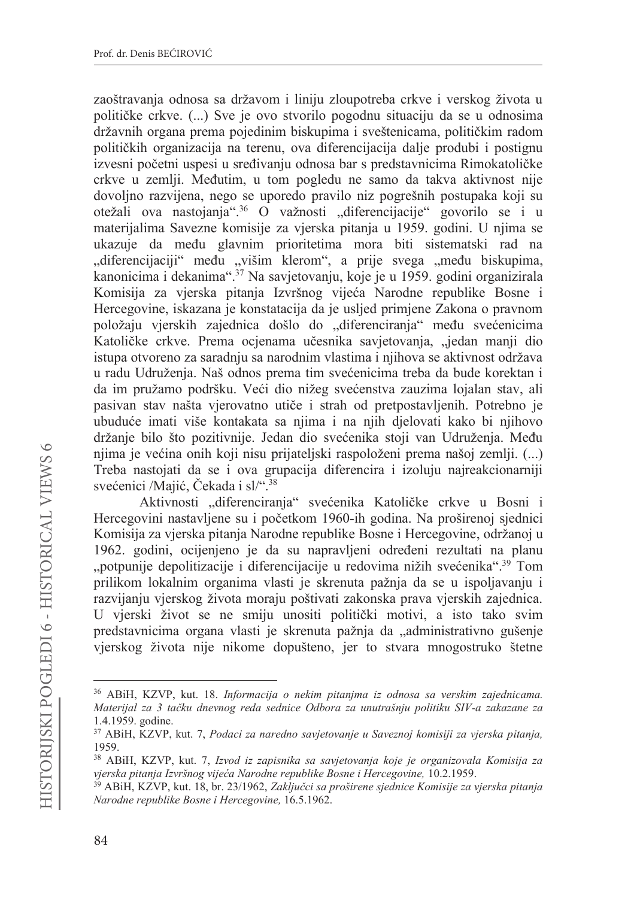zaoštravanja odnosa sa državom i liniju zloupotreba crkve i verskog života u političke crkve. (...) Sve je ovo stvorilo pogodnu situaciju da se u odnosima državnih organa prema pojedinim biskupima i sveštenicama, političkim radom političkih organizacija na terenu, ova diferencijacija dalje produbi i postignu izvesni početni uspesi u sređivanju odnosa bar s predstavnicima Rimokatoličke crkve u zemlji. Međutim, u tom pogledu ne samo da takva aktivnost nije dovoljno razvijena, nego se uporedo pravilo niz pogrešnih postupaka koji su otežali ova nastojanja".[36] O važnosti „diferencijacije" govorilo se i u materijalima Savezne komisije za vjerska pitanja u 1959. godini. U njima se ukazuje da među glavnim prioritetima mora biti sistematski rad na „diferencijaciji" među „višim klerom", a prije svega „među biskupima, kanonicima i dekanima".[37] Na savjetovanju, koje je u 1959. godini organizirala Komisija za vjerska pitanja Izvršnog vijeća Narodne republike Bosne i Hercegovine, iskazana je konstatacija da je usljed primjene Zakona o pravnom položaju vjerskih zajednica došlo do „diferenciranja" među svećenicima Katoličke crkve. Prema ocjenama učesnika savjetovanja, „jedan manji dio istupa otvoreno za saradnju sa narodnim vlastima i njihova se aktivnost održava u radu Udruženja. Naš odnos prema tim svećenicima treba da bude korektan i da im pružamo podršku. Veći dio nižeg svećenstva zauzima lojalan stav, ali pasivan stav našta vjerovatno utiče i strah od pretpostavljenih. Potrebno je ubuduće imati više kontakata sa njima i na njih djelovati kako bi njihovo držanje bilo što pozitivnije. Jedan dio svećenika stoji van Udruženja. Među njima je većina onih koji nisu prijateljski raspoloženi prema našoj zemlji. (...) Treba nastojati da se i ova grupacija diferencira i izoluju najreakcionarniji svećenici /Majić, Čekada i sl/".[38]

Aktivnosti „diferenciranja" svećenika Katoličke crkve u Bosni i Hercegovini nastavljene su i početkom 1960-ih godina. Na proširenoj sjednici Komisija za vjerska pitanja Narodne republike Bosne i Hercegovine, održanoj u 1962. godini, ocijenjeno je da su napravljeni određeni rezultati na planu „potpunije depolitizacije i diferencijacije u redovima nižih svećenika".[39] Tom prilikom lokalnim organima vlasti je skrenuta pažnja da se u ispoljavanju i razvijanju vjerskog života moraju poštivati zakonska prava vjerskih zajednica. U vjerski život se ne smiju unositi politički motivi, a isto tako svim predstavnicima organa vlasti je skrenuta pažnja da „administrativno gušenje vjerskog života nije nikome dopušteno, jer to stvara mnogostruko štetne

---

[36] ABiH, KZVP, kut. 18. *Informacija o nekim pitanjma iz odnosa sa verskim zajednicama. Materijal za 3 tačku dnevnog reda sednice Odbora za unutrašnju politiku SIV-a zakazane za* 1.4.1959. godine.

[37] ABiH, KZVP, kut. 7, *Podaci za naredno savjetovanje u Saveznoj komisiji za vjerska pitanja,* 1959.

[38] ABiH, KZVP, kut. 7, *Izvod iz zapisnika sa savjetovanja koje je organizovala Komisija za vjerska pitanja Izvršnog vijeća Narodne republike Bosne i Hercegovine,* 10.2.1959.

[39] ABiH, KZVP, kut. 18, br. 23/1962, *Zaključci sa proširene sjednice Komisije za vjerska pitanja Narodne republike Bosne i Hercegovine,* 16.5.1962.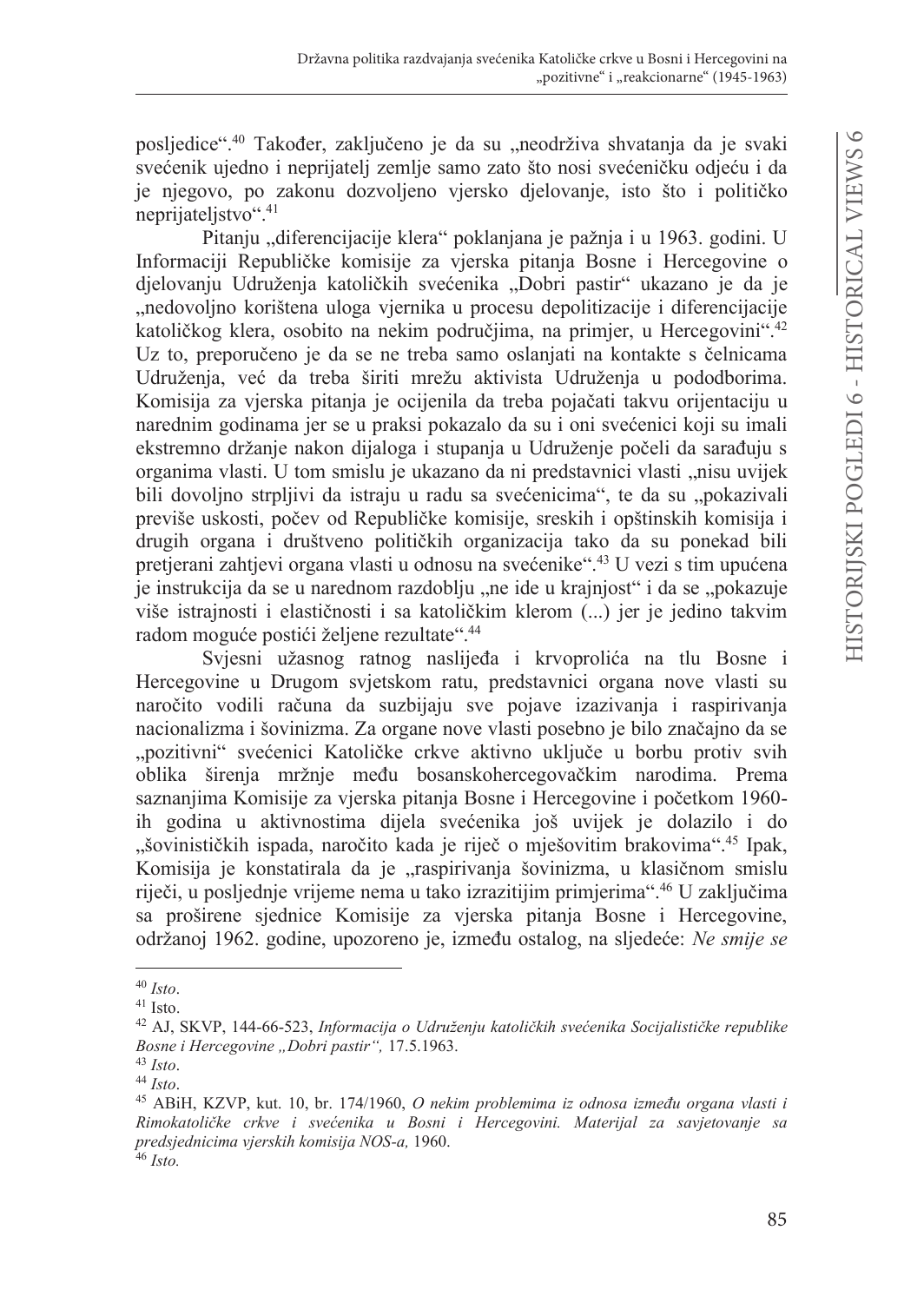posljedice".[40] Također, zaključeno je da su „neodrživa shvatanja da je svaki svećenik ujedno i neprijatelj zemlje samo zato što nosi svećeničku odjeću i da je njegovo, po zakonu dozvoljeno vjersko djelovanje, isto što i političko neprijateljstvo".[41]

Pitanju „diferencijacije klera" poklanjana je pažnja i u 1963. godini. U Informaciji Republičke komisije za vjerska pitanja Bosne i Hercegovine o djelovanju Udruženja katoličkih svećenika „Dobri pastir" ukazano je da je „nedovoljno korištena uloga vjernika u procesu depolitizacije i diferencijacije katoličkog klera, osobito na nekim područjima, na primjer, u Hercegovini".[42] Uz to, preporučeno je da se ne treba samo oslanjati na kontakte s čelnicama Udruženja, već da treba širiti mrežu aktivista Udruženja u pododborima. Komisija za vjerska pitanja je ocijenila da treba pojačati takvu orijentaciju u narednim godinama jer se u praksi pokazalo da su i oni svećenici koji su imali ekstremno držanje nakon dijaloga i stupanja u Udruženje počeli da sarađuju s organima vlasti. U tom smislu je ukazano da ni predstavnici vlasti „nisu uvijek bili dovoljno strpljivi da istraju u radu sa svećenicima", te da su „pokazivali previše uskosti, počev od Republičke komisije, sreskih i opštinskih komisija i drugih organa i društveno političkih organizacija tako da su ponekad bili pretjerani zahtjevi organa vlasti u odnosu na svećenike".[43] U vezi s tim upućena je instrukcija da se u narednom razdoblju „ne ide u krajnjost" i da se „pokazuje više istrajnosti i elastičnosti i sa katoličkim klerom (...) jer je jedino takvim radom moguće postići željene rezultate".[44]

Svjesni užasnog ratnog naslijeđa i krvoprolića na tlu Bosne i Hercegovine u Drugom svjetskom ratu, predstavnici organa nove vlasti su naročito vodili računa da suzbijaju sve pojave izazivanja i raspirivanja nacionalizma i šovinizma. Za organe nove vlasti posebno je bilo značajno da se „pozitivni" svećenici Katoličke crkve aktivno uključe u borbu protiv svih oblika širenja mržnje među bosanskohercegovačkim narodima. Prema saznanjima Komisije za vjerska pitanja Bosne i Hercegovine i početkom 1960-ih godina u aktivnostima dijela svećenika još uvijek je dolazilo i do „šovinističkih ispada, naročito kada je riječ o mješovitim brakovima".[45] Ipak, Komisija je konstatirala da je „raspirivanja šovinizma, u klasičnom smislu riječi, u posljednje vrijeme nema u tako izrazitijim primjerima".[46] U zaključima sa proširene sjednice Komisije za vjerska pitanja Bosne i Hercegovine, održanoj 1962. godine, upozoreno je, između ostalog, na sljedeće: *Ne smije se*

---

[40] *Isto*.

[41] Isto.

[42] AJ, SKVP, 144-66-523, *Informacija o Udruženju katoličkih svećenika Socijalističke republike Bosne i Hercegovine „Dobri pastir",* 17.5.1963.

[43] *Isto*.

[44] *Isto*.

[45] ABiH, KZVP, kut. 10, br. 174/1960, *O nekim problemima iz odnosa između organa vlasti i Rimokatoličke crkve i svećenika u Bosni i Hercegovini. Materijal za savjetovanje sa predsjednicima vjerskih komisija NOS-a,* 1960.

[46] *Isto.*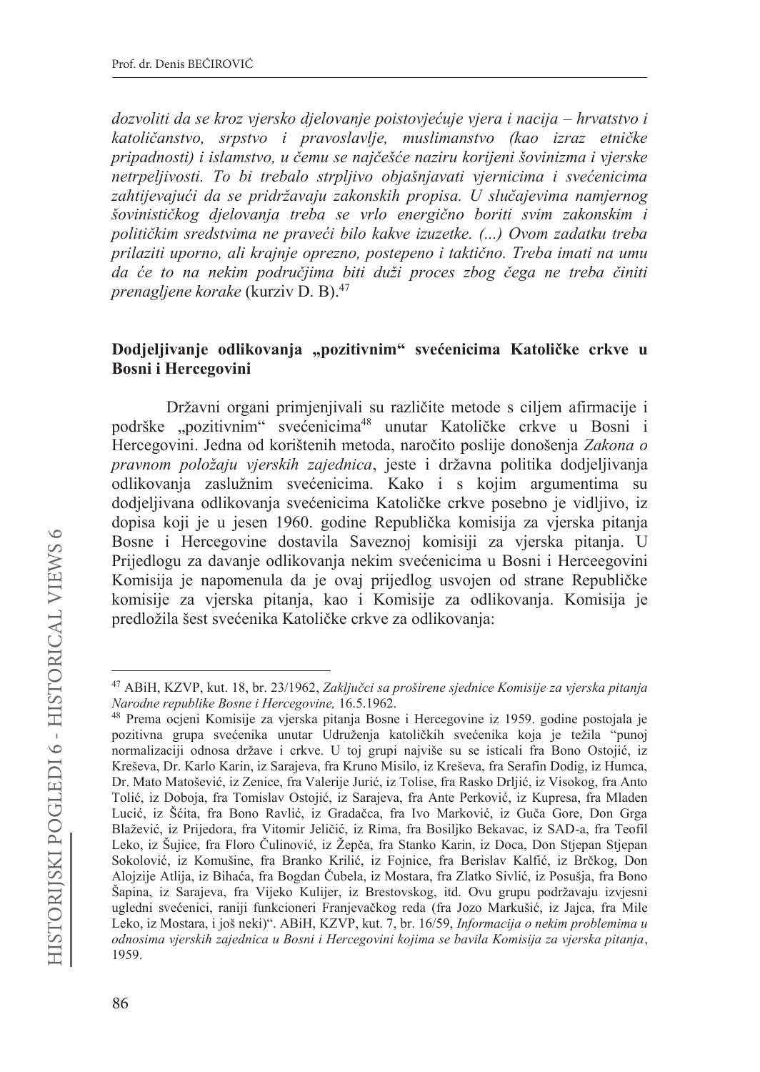*dozvoliti da se kroz vjersko djelovanje poistovjećuje vjera i nacija – hrvatstvo i katoličanstvo, srpstvo i pravoslavlje, muslimanstvo (kao izraz etničke pripadnosti) i islamstvo, u čemu se najčešće naziru korijeni šovinizma i vjerske netrpeljivosti. To bi trebalo strpljivo objašnjavati vjernicima i svećenicima zahtijevajući da se pridržavaju zakonskih propisa. U slučajevima namjernog šovinističkog djelovanja treba se vrlo energično boriti svim zakonskim i političkim sredstvima ne praveći bilo kakve izuzetke. (...) Ovom zadatku treba prilaziti uporno, ali krajnje oprezno, postepeno i taktično. Treba imati na umu da će to na nekim područjima biti duži proces zbog čega ne treba činiti prenagljene korake* (kurziv D. B).[47]

## Dodjeljivanje odlikovanja „pozitivnim" svećenicima Katoličke crkve u Bosni i Hercegovini

Državni organi primjenjivali su različite metode s ciljem afirmacije i podrške „pozitivnim" svećenicima[48] unutar Katoličke crkve u Bosni i Hercegovini. Jedna od korištenih metoda, naročito poslije donošenja *Zakona o pravnom položaju vjerskih zajednica*, jeste i državna politika dodjeljivanja odlikovanja zaslužnim svećenicima. Kako i s kojim argumentima su dodjeljivana odlikovanja svećenicima Katoličke crkve posebno je vidljivo, iz dopisa koji je u jesen 1960. godine Republička komisija za vjerska pitanja Bosne i Hercegovine dostavila Saveznoj komisiji za vjerska pitanja. U Prijedlogu za davanje odlikovanja nekim svećenicima u Bosni i Herceegovini Komisija je napomenula da je ovaj prijedlog usvojen od strane Republičke komisije za vjerska pitanja, kao i Komisije za odlikovanja. Komisija je predložila šest svećenika Katoličke crkve za odlikovanja:

---

[47] ABiH, KZVP, kut. 18, br. 23/1962, *Zaključci sa proširene sjednice Komisije za vjerska pitanja Narodne republike Bosne i Hercegovine,* 16.5.1962.

[48] Prema ocjeni Komisije za vjerska pitanja Bosne i Hercegovine iz 1959. godine postojala je pozitivna grupa svećenika unutar Udruženja katoličkih svećenika koja je težila "punoj normalizaciji odnosa države i crkve. U toj grupi najviše su se isticali fra Bono Ostojić, iz Kreševa, Dr. Karlo Karin, iz Sarajeva, fra Kruno Misilo, iz Kreševa, fra Serafin Dodig, iz Humca, Dr. Mato Matošević, iz Zenice, fra Valerije Jurić, iz Tolise, fra Rasko Drljić, iz Visokog, fra Anto Tolić, iz Doboja, fra Tomislav Ostojić, iz Sarajeva, fra Ante Perković, iz Kupresa, fra Mladen Lucić, iz Šćita, fra Bono Ravlić, iz Gradačca, fra Ivo Marković, iz Guča Gore, Don Grga Blažević, iz Prijedora, fra Vitomir Jeličić, iz Rima, fra Bosiljko Bekavac, iz SAD-a, fra Teofil Leko, iz Šujice, fra Floro Čulinović, iz Žepča, fra Stanko Karin, iz Doca, Don Stjepan Stjepan Sokolović, iz Komušine, fra Branko Krilić, iz Fojnice, fra Berislav Kalfić, iz Brčkog, Don Alojzije Atlija, iz Bihaća, fra Bogdan Čubela, iz Mostara, fra Zlatko Sivlić, iz Posušja, fra Bono Šapina, iz Sarajeva, fra Vijeko Kulijer, iz Brestovskog, itd. Ovu grupu podržavaju izvjesni ugledni svećenici, raniji funkcioneri Franjevačkog reda (fra Jozo Markušić, iz Jajca, fra Mile Leko, iz Mostara, i još neki)". ABiH, KZVP, kut. 7, br. 16/59, *Informacija o nekim problemima u odnosima vjerskih zajednica u Bosni i Hercegovini kojima se bavila Komisija za vjerska pitanja*, 1959.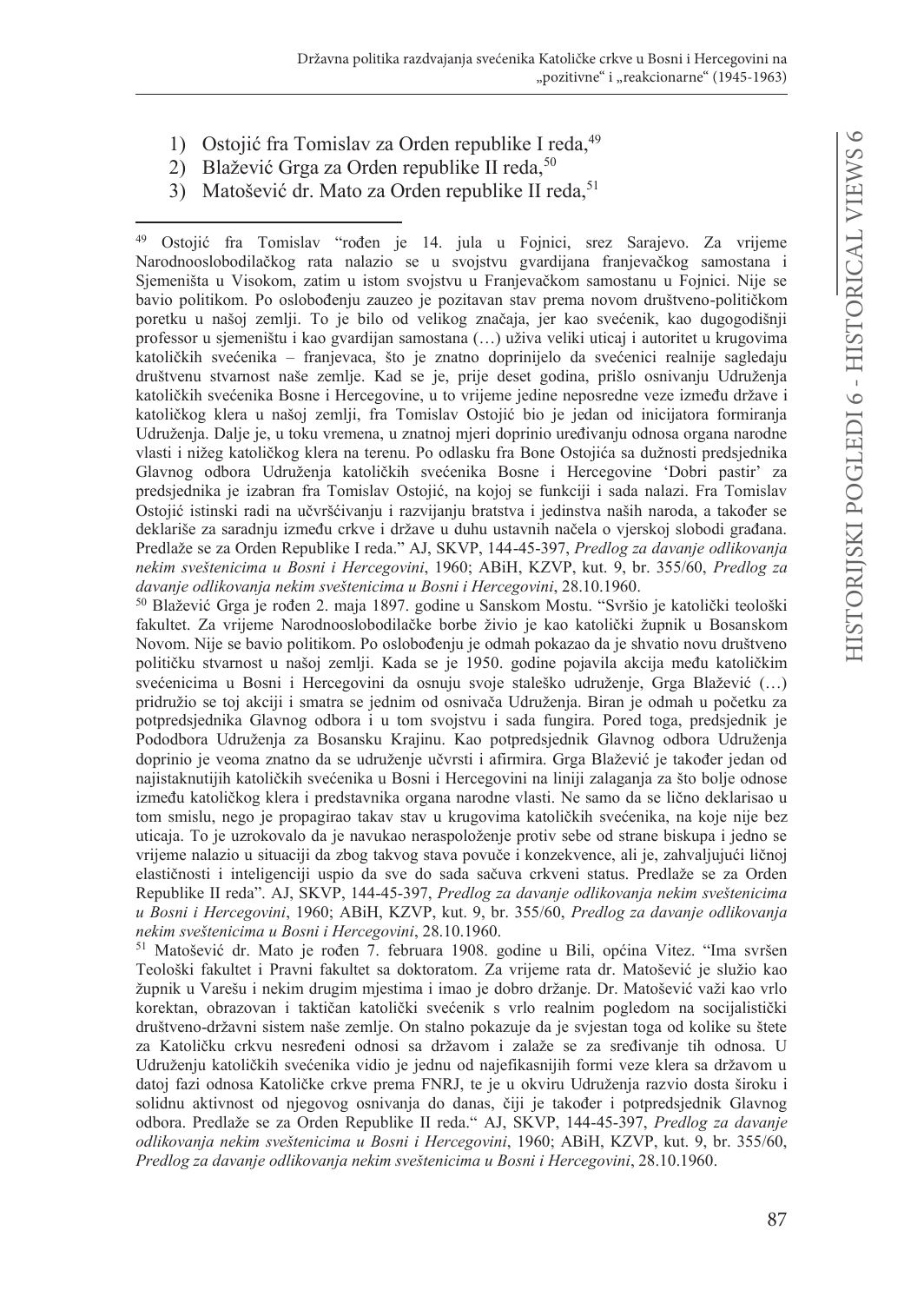1) Ostojić fra Tomislav za Orden republike I reda,[49]
2) Blažević Grga za Orden republike II reda,[50]
3) Matošević dr. Mato za Orden republike II reda,[51]

---

[49] Ostojić fra Tomislav "rođen je 14. jula u Fojnici, srez Sarajevo. Za vrijeme Narodnooslobodilačkog rata nalazio se u svojstvu gvardijana franjevačkog samostana i Sjemeništa u Visokom, zatim u istom svojstvu u Franjevačkom samostanu u Fojnici. Nije se bavio politikom. Po oslobođenju zauzeo je pozitavan stav prema novom društveno-političkom poretku u našoj zemlji. To je bilo od velikog značaja, jer kao svećenik, kao dugogodišnji professor u sjemeništu i kao gvardijan samostana (…) uživa veliki uticaj i autoritet u krugovima katoličkih svećenika – franjevaca, što je znatno doprinijelo da svećenici realnije sagledaju društvenu stvarnost naše zemlje. Kad se je, prije deset godina, prišlo osnivanju Udruženja katoličkih svećenika Bosne i Hercegovine, u to vrijeme jedine neposredne veze između države i katoličkog klera u našoj zemlji, fra Tomislav Ostojić bio je jedan od inicijatora formiranja Udruženja. Dalje je, u toku vremena, u znatnoj mjeri doprinio uređivanju odnosa organa narodne vlasti i nižeg katoličkog klera na terenu. Po odlasku fra Bone Ostojića sa dužnosti predsjednika Glavnog odbora Udruženja katoličkih svećenika Bosne i Hercegovine 'Dobri pastir' za predsjednika je izabran fra Tomislav Ostojić, na kojoj se funkciji i sada nalazi. Fra Tomislav Ostojić istinski radi na učvršćivanju i razvijanju bratstva i jedinstva naših naroda, a također se deklariše za saradnju između crkve i države u duhu ustavnih načela o vjerskoj slobodi građana. Predlaže se za Orden Republike I reda." AJ, SKVP, 144-45-397, *Predlog za davanje odlikovanja nekim sveštenicima u Bosni i Hercegovini*, 1960; ABiH, KZVP, kut. 9, br. 355/60, *Predlog za davanje odlikovanja nekim sveštenicima u Bosni i Hercegovini*, 28.10.1960.

[50] Blažević Grga je rođen 2. maja 1897. godine u Sanskom Mostu. "Svršio je katolički teološki fakultet. Za vrijeme Narodnooslobodilačke borbe živio je kao katolički župnik u Bosanskom Novom. Nije se bavio politikom. Po oslobođenju je odmah pokazao da je shvatio novu društveno političku stvarnost u našoj zemlji. Kada se je 1950. godine pojavila akcija među katoličkim svećenicima u Bosni i Hercegovini da osnuju svoje staleško udruženje, Grga Blažević (…) pridružio se toj akciji i smatra se jednim od osnivača Udruženja. Biran je odmah u početku za potpredsjednika Glavnog odbora i u tom svojstvu i sada fungira. Pored toga, predsjednik je Pododbora Udruženja za Bosansku Krajinu. Kao potpredsjednik Glavnog odbora Udruženja doprinio je veoma znatno da se udruženje učvrsti i afirmira. Grga Blažević je također jedan od najistaknutijih katoličkih svećenika u Bosni i Hercegovini na liniji zalaganja za što bolje odnose između katoličkog klera i predstavnika organa narodne vlasti. Ne samo da se lično deklarisao u tom smislu, nego je propagirao takav stav u krugovima katoličkih svećenika, na koje nije bez uticaja. To je uzrokovalo da je navukao neraspoloženje protiv sebe od strane biskupa i jedno se vrijeme nalazio u situaciji da zbog takvog stava povuče i konzekvence, ali je, zahvaljujući ličnoj elastičnosti i inteligenciji uspio da sve do sada sačuva crkveni status. Predlaže se za Orden Republike II reda". AJ, SKVP, 144-45-397, *Predlog za davanje odlikovanja nekim sveštenicima u Bosni i Hercegovini*, 1960; ABiH, KZVP, kut. 9, br. 355/60, *Predlog za davanje odlikovanja nekim sveštenicima u Bosni i Hercegovini*, 28.10.1960.

[51] Matošević dr. Mato je rođen 7. februara 1908. godine u Bili, općina Vitez. "Ima svršen Teološki fakultet i Pravni fakultet sa doktoratom. Za vrijeme rata dr. Matošević je služio kao župnik u Varešu i nekim drugim mjestima i imao je dobro držanje. Dr. Matošević važi kao vrlo korektan, obrazovan i taktičan katolički svećenik s vrlo realnim pogledom na socijalistički društveno-državni sistem naše zemlje. On stalno pokazuje da je svjestan toga od koliko su štete za Katoličku crkvu nesređeni odnosi sa državom i zalaže se za sređivanje tih odnosa. U Udruženju katoličkih svećenika vidio je jednu od najefikasnijih formi veze klera sa državom u datoj fazi odnosa Katoličke crkve prema FNRJ, te je u okviru Udruženja razvio dosta široku i solidnu aktivnost od njegovog osnivanja do danas, čiji je također i potpredsjednik Glavnog odbora. Predlaže se za Orden Republike II reda." AJ, SKVP, 144-45-397, *Predlog za davanje odlikovanja nekim sveštenicima u Bosni i Hercegovini*, 1960; ABiH, KZVP, kut. 9, br. 355/60, *Predlog za davanje odlikovanja nekim sveštenicima u Bosni i Hercegovini*, 28.10.1960.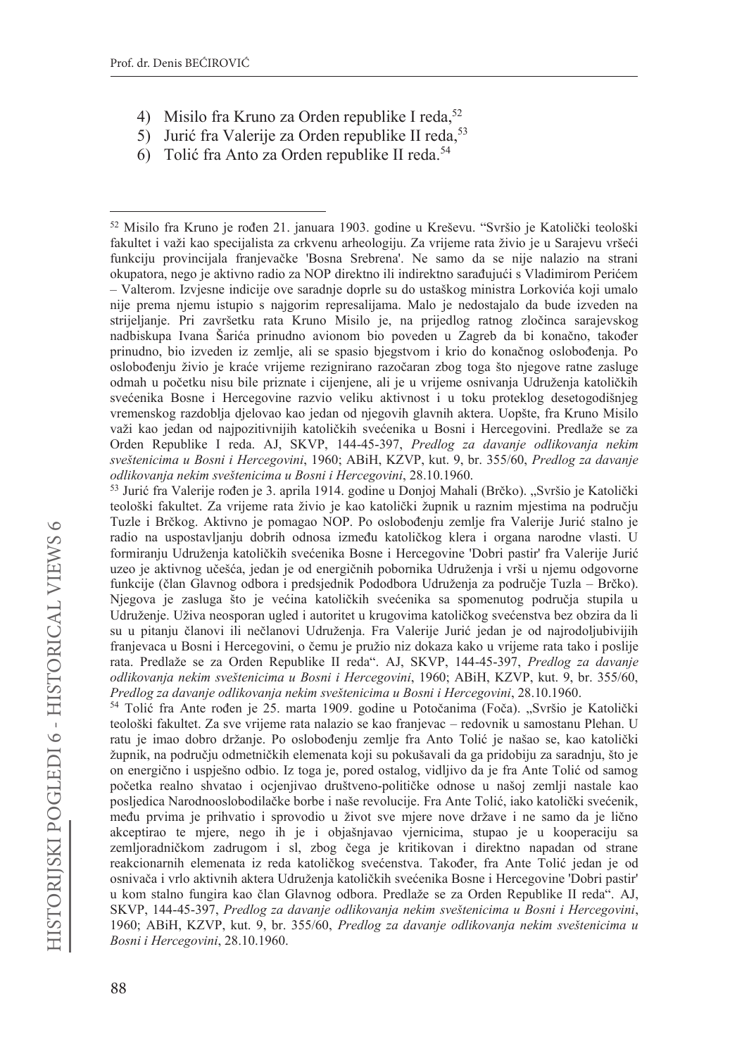4) Misilo fra Kruno za Orden republike I reda,[52]
5) Jurić fra Valerije za Orden republike II reda,[53]
6) Tolić fra Anto za Orden republike II reda.[54]

---

[52] Misilo fra Kruno je rođen 21. januara 1903. godine u Kreševu. "Svršio je Katolički teološki fakultet i važi kao specijalista za crkvenu arheologiju. Za vrijeme rata živio je u Sarajevu vršeći funkciju provincijala franjevačke 'Bosna Srebrena'. Ne samo da se nije nalazio na strani okupatora, nego je aktivno radio za NOP direktno ili indirektno sarađujući s Vladimirom Perićem – Valterom. Izvjesne indicije ove saradnje doprle su do ustaškog ministra Lorkovića koji umalo nije prema njemu istupio s najgorim represalijama. Malo je nedostajalo da bude izveden na strijeljanje. Pri završetku rata Kruno Misilo je, na prijedlog ratnog zločinca sarajevskog nadbiskupa Ivana Šarića prinudno avionom bio poveden u Zagreb da bi konačno, također prinudno, bio izveden iz zemlje, ali se spasio bjegstvom i krio do konačnog oslobođenja. Po oslobođenju živio je kraće vrijeme rezignirano razočaran zbog toga što njegove ratne zasluge odmah u početku nisu bile priznate i cijenjene, ali je u vrijeme osnivanja Udruženja katoličkih svećenika Bosne i Hercegovine razvio veliku aktivnost i u toku proteklog desetogodišnjeg vremenskog razdoblja djelovao kao jedan od njegovih glavnih aktera. Uopšte, fra Kruno Misilo važi kao jedan od najpozitivnijih katoličkih svećenika u Bosni i Hercegovini. Predlaže se za Orden Republike I reda. AJ, SKVP, 144-45-397, *Predlog za davanje odlikovanja nekim sveštenicima u Bosni i Hercegovini*, 1960; ABiH, KZVP, kut. 9, br. 355/60, *Predlog za davanje odlikovanja nekim sveštenicima u Bosni i Hercegovini*, 28.10.1960.

[53] Jurić fra Valerije rođen je 3. aprila 1914. godine u Donjoj Mahali (Brčko). „Svršio je Katolički teološki fakultet. Za vrijeme rata živio je kao katolički župnik u raznim mjestima na području Tuzle i Brčkog. Aktivno je pomagao NOP. Po oslobođenju zemlje fra Valerije Jurić stalno je radio na uspostavljanju dobrih odnosa između katoličkog klera i organa narodne vlasti. U formiranju Udruženja katoličkih svećenika Bosne i Hercegovine 'Dobri pastir' fra Valerije Jurić uzeo je aktivnog učešća, jedan je od energičnih pobornika Udruženja i vrši u njemu odgovorne funkcije (član Glavnog odbora i predsjednik Pododbora Udruženja za područje Tuzla – Brčko). Njegova je zasluga što je većina katoličkih svećenika sa spomenutog područja stupila u Udruženje. Uživa neosporan ugled i autoritet u krugovima katoličkog svećenstva bez obzira da li su u pitanju članovi ili nečlanovi Udruženja. Fra Valerije Jurić jedan je od najrodoljubivijih franjevaca u Bosni i Hercegovini, o čemu je pružio niz dokaza kako u vrijeme rata tako i poslije rata. Predlaže se za Orden Republike II reda". AJ, SKVP, 144-45-397, *Predlog za davanje odlikovanja nekim sveštenicima u Bosni i Hercegovini*, 1960; ABiH, KZVP, kut. 9, br. 355/60, *Predlog za davanje odlikovanja nekim sveštenicima u Bosni i Hercegovini*, 28.10.1960.

[54] Tolić fra Ante rođen je 25. marta 1909. godine u Potočanima (Foča). „Svršio je Katolički teološki fakultet. Za sve vrijeme rata nalazio se kao franjevac – redovnik u samostanu Plehan. U ratu je imao dobro držanje. Po oslobođenju zemlje fra Anto Tolić je našao se, kao katolički župnik, na području odmetničkih elemenata koji su pokušavali da ga pridobiju za saradnju, što je on energično i uspješno odbio. Iz toga je, pored ostalog, vidljivo da je fra Ante Tolić od samog početka realno shvatao i ocjenjivao društveno-političke odnose u našoj zemlji nastale kao posljedica Narodnooslobodilačke borbe i naše revolucije. Fra Ante Tolić, iako katolički svećenik, među prvima je prihvatio i sprovodio u život sve mjere nove države i ne samo da je lično akceptirao te mjere, nego ih je i objašnjavao vjernicima, stupao je u kooperaciju sa zemljoradničkom zadrugom i sl, zbog čega je kritikovan i direktno napadan od strane reakcionarnih elemenata iz reda katoličkog svećenstva. Također, fra Ante Tolić jedan je od osnivača i vrlo aktivnih aktera Udruženja katoličkih svećenika Bosne i Hercegovine 'Dobri pastir' u kom stalno fungira kao član Glavnog odbora. Predlaže se za Orden Republike II reda". AJ, SKVP, 144-45-397, *Predlog za davanje odlikovanja nekim sveštenicima u Bosni i Hercegovini*, 1960; ABiH, KZVP, kut. 9, br. 355/60, *Predlog za davanje odlikovanja nekim sveštenicima u Bosni i Hercegovini*, 28.10.1960.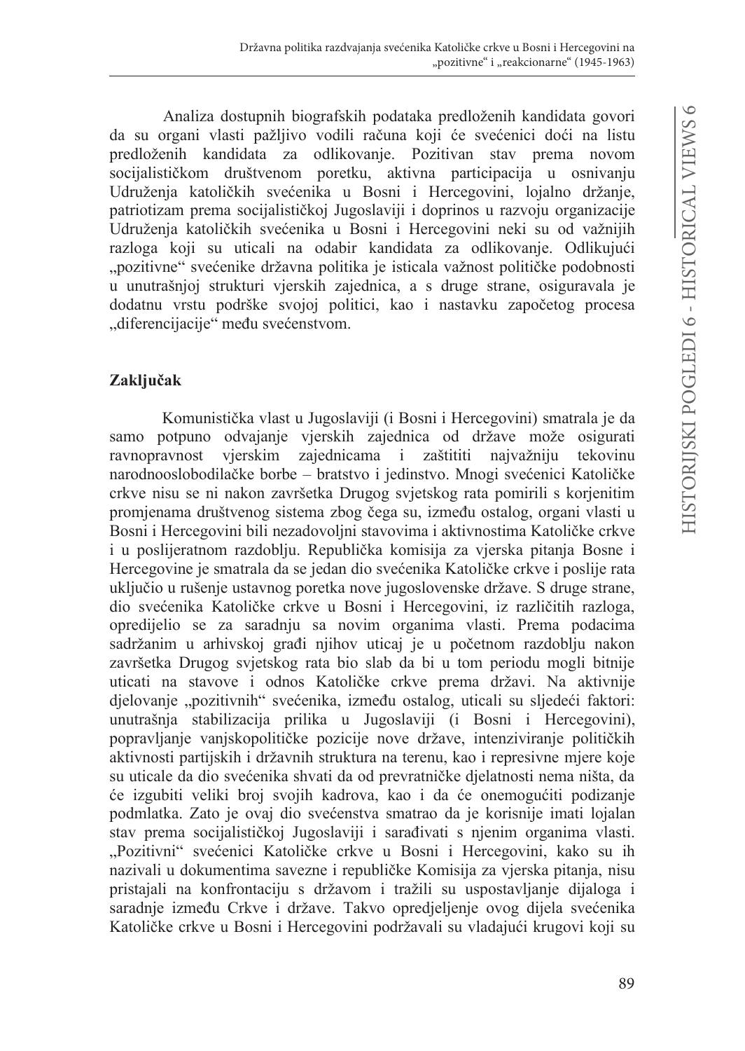Analiza dostupnih biografskih podataka predloženih kandidata govori da su organi vlasti pažljivo vodili računa koji će svećenici doći na listu predloženih kandidata za odlikovanje. Pozitivan stav prema novom socijalističkom društvenom poretku, aktivna participacija u osnivanju Udruženja katoličkih svećenika u Bosni i Hercegovini, lojalno držanje, patriotizam prema socijalističkoj Jugoslaviji i doprinos u razvoju organizacije Udruženja katoličkih svećenika u Bosni i Hercegovini neki su od važnijih razloga koji su uticali na odabir kandidata za odlikovanje. Odlikujući „pozitivne" svećenike državna politika je isticala važnost političke podobnosti u unutrašnjoj strukturi vjerskih zajednica, a s druge strane, osiguravala je dodatnu vrstu podrške svojoj politici, kao i nastavku započetog procesa „diferencijacije" među svećenstvom.

## Zaključak

Komunistička vlast u Jugoslaviji (i Bosni i Hercegovini) smatrala je da samo potpuno odvajanje vjerskih zajednica od države može osigurati ravnopravnost vjerskim zajednicama i zaštititi najvažniju tekovinu narodnooslobodilačke borbe – bratstvo i jedinstvo. Mnogi svećenici Katoličke crkve nisu se ni nakon završetka Drugog svjetskog rata pomirili s korjenitim promjenama društvenog sistema zbog čega su, između ostalog, organi vlasti u Bosni i Hercegovini bili nezadovoljni stavovima i aktivnostima Katoličke crkve i u poslijeratnom razdoblju. Republička komisija za vjerska pitanja Bosne i Hercegovine je smatrala da se jedan dio svećenika Katoličke crkve i poslije rata uključio u rušenje ustavnog poretka nove jugoslovenske države. S druge strane, dio svećenika Katoličke crkve u Bosni i Hercegovini, iz različitih razloga, opredijelio se za saradnju sa novim organima vlasti. Prema podacima sadržanim u arhivskoj građi njihov uticaj je u početnom razdoblju nakon završetka Drugog svjetskog rata bio slab da bi u tom periodu mogli bitnije uticati na stavove i odnos Katoličke crkve prema državi. Na aktivnije djelovanje „pozitivnih" svećenika, između ostalog, uticali su sljedeći faktori: unutrašnja stabilizacija prilika u Jugoslaviji (i Bosni i Hercegovini), popravljanje vanjskopolitičke pozicije nove države, intenziviranje političkih aktivnosti partijskih i državnih struktura na terenu, kao i represivne mjere koje su uticale da dio svećenika shvati da od prevratničke djelatnosti nema ništa, da će izgubiti veliki broj svojih kadrova, kao i da će onemogućiti podizanje podmlatka. Zato je ovaj dio svećenstva smatrao da je korisnije imati lojalan stav prema socijalističkoj Jugoslaviji i sarađivati s njenim organima vlasti. „Pozitivni" svećenici Katoličke crkve u Bosni i Hercegovini, kako su ih nazivali u dokumentima savezne i republičke Komisija za vjerska pitanja, nisu pristajali na konfrontaciju s državom i tražili su uspostavljanje dijaloga i saradnje između Crkve i države. Takvo opredjeljenje ovog dijela svećenika Katoličke crkve u Bosni i Hercegovini podržavali su vladajući krugovi koji su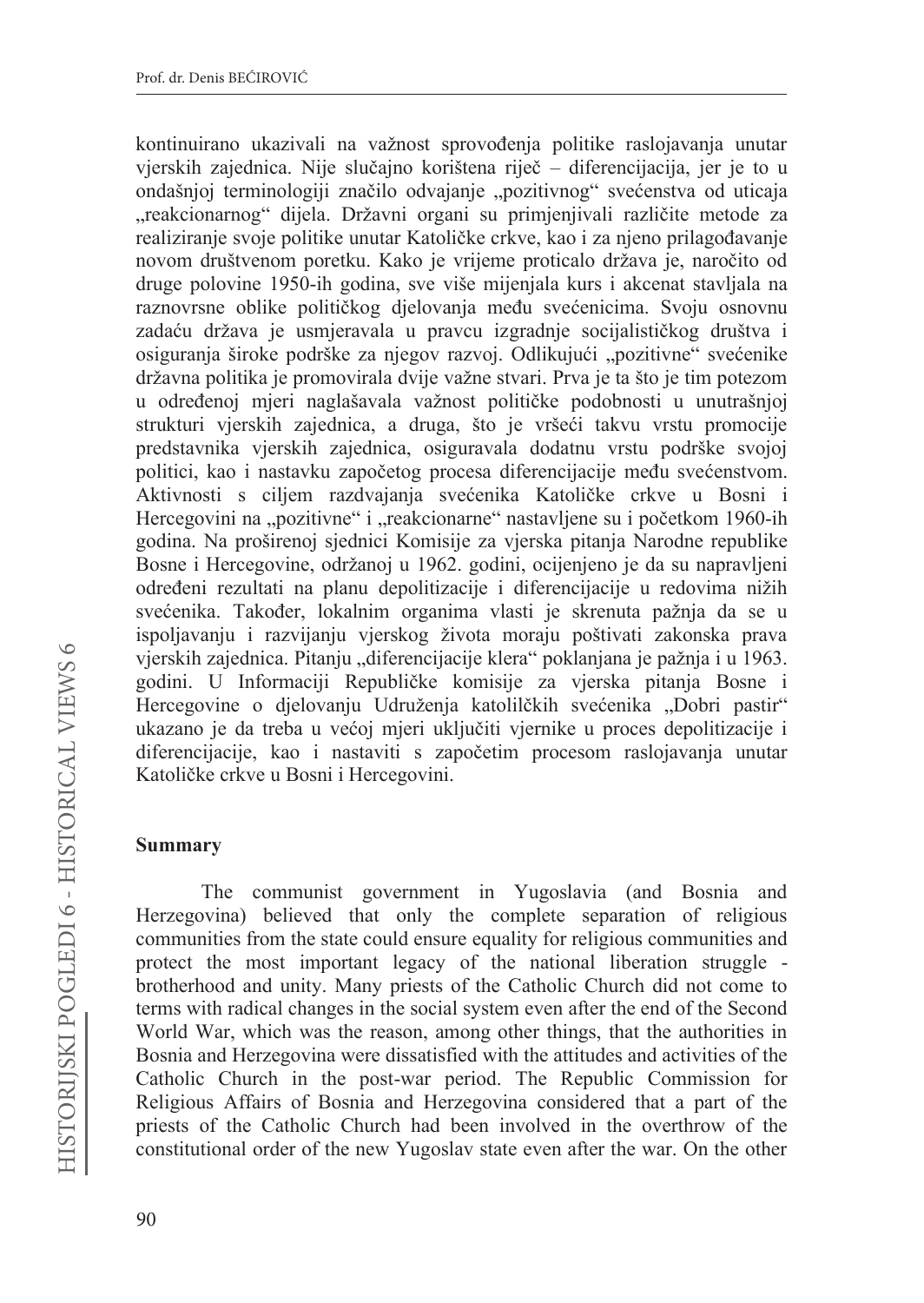kontinuirano ukazivali na važnost sprovođenja politike raslojavanja unutar vjerskih zajednica. Nije slučajno korištena riječ – diferencijacija, jer je to u ondašnjoj terminologiji značilo odvajanje „pozitivnog" svećenstva od uticaja „reakcionarnog" dijela. Državni organi su primjenjivali različite metode za realiziranje svoje politike unutar Katoličke crkve, kao i za njeno prilagođavanje novom društvenom poretku. Kako je vrijeme proticalo država je, naročito od druge polovine 1950-ih godina, sve više mijenjala kurs i akcenat stavljala na raznovrsne oblike političkog djelovanja među svećenicima. Svoju osnovnu zadaću država je usmjeravala u pravcu izgradnje socijalističkog društva i osiguranja široke podrške za njegov razvoj. Odlikujući „pozitivne" svećenike državna politika je promovirala dvije važne stvari. Prva je ta što je tim potezom u određenoj mjeri naglašavala važnost političke podobnosti u unutrašnjoj strukturi vjerskih zajednica, a druga, što je vršeći takvu vrstu promocije predstavnika vjerskih zajednica, osiguravala dodatnu vrstu podrške svojoj politici, kao i nastavku započetog procesa diferencijacije među svećenstvom. Aktivnosti s ciljem razdvajanja svećenika Katoličke crkve u Bosni i Hercegovini na „pozitivne" i „reakcionarne" nastavljene su i početkom 1960-ih godina. Na proširenoj sjednici Komisije za vjerska pitanja Narodne republike Bosne i Hercegovine, održanoj u 1962. godini, ocijenjeno je da su napravljeni određeni rezultati na planu depolitizacije i diferencijacije u redovima nižih svećenika. Također, lokalnim organima vlasti je skrenuta pažnja da se u ispoljavanju i razvijanju vjerskog života moraju poštivati zakonska prava vjerskih zajednica. Pitanju „diferencijacije klera" poklanjana je pažnja i u 1963. godini. U Informaciji Republičke komisije za vjerska pitanja Bosne i Hercegovine o djelovanju Udruženja katolilčkih svećenika „Dobri pastir" ukazano je da treba u većoj mjeri uključiti vjernike u proces depolitizacije i diferencijacije, kao i nastaviti s započetim procesom raslojavanja unutar Katoličke crkve u Bosni i Hercegovini.

## Summary

The communist government in Yugoslavia (and Bosnia and Herzegovina) believed that only the complete separation of religious communities from the state could ensure equality for religious communities and protect the most important legacy of the national liberation struggle - brotherhood and unity. Many priests of the Catholic Church did not come to terms with radical changes in the social system even after the end of the Second World War, which was the reason, among other things, that the authorities in Bosnia and Herzegovina were dissatisfied with the attitudes and activities of the Catholic Church in the post-war period. The Republic Commission for Religious Affairs of Bosnia and Herzegovina considered that a part of the priests of the Catholic Church had been involved in the overthrow of the constitutional order of the new Yugoslav state even after the war. On the other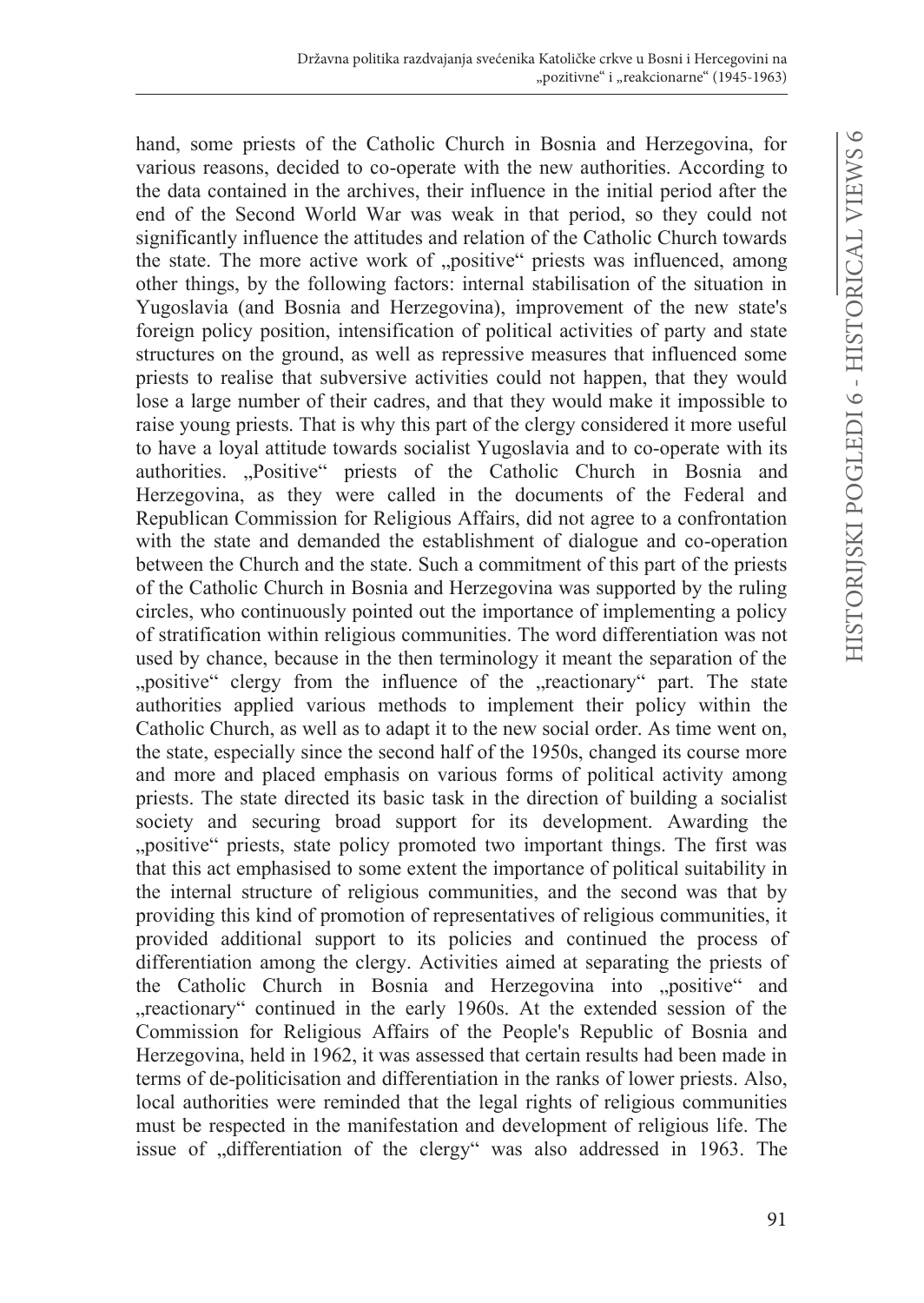hand, some priests of the Catholic Church in Bosnia and Herzegovina, for various reasons, decided to co-operate with the new authorities. According to the data contained in the archives, their influence in the initial period after the end of the Second World War was weak in that period, so they could not significantly influence the attitudes and relation of the Catholic Church towards the state. The more active work of „positive" priests was influenced, among other things, by the following factors: internal stabilisation of the situation in Yugoslavia (and Bosnia and Herzegovina), improvement of the new state's foreign policy position, intensification of political activities of party and state structures on the ground, as well as repressive measures that influenced some priests to realise that subversive activities could not happen, that they would lose a large number of their cadres, and that they would make it impossible to raise young priests. That is why this part of the clergy considered it more useful to have a loyal attitude towards socialist Yugoslavia and to co-operate with its authorities. „Positive" priests of the Catholic Church in Bosnia and Herzegovina, as they were called in the documents of the Federal and Republican Commission for Religious Affairs, did not agree to a confrontation with the state and demanded the establishment of dialogue and co-operation between the Church and the state. Such a commitment of this part of the priests of the Catholic Church in Bosnia and Herzegovina was supported by the ruling circles, who continuously pointed out the importance of implementing a policy of stratification within religious communities. The word differentiation was not used by chance, because in the then terminology it meant the separation of the „positive" clergy from the influence of the „reactionary" part. The state authorities applied various methods to implement their policy within the Catholic Church, as well as to adapt it to the new social order. As time went on, the state, especially since the second half of the 1950s, changed its course more and more and placed emphasis on various forms of political activity among priests. The state directed its basic task in the direction of building a socialist society and securing broad support for its development. Awarding the „positive" priests, state policy promoted two important things. The first was that this act emphasised to some extent the importance of political suitability in the internal structure of religious communities, and the second was that by providing this kind of promotion of representatives of religious communities, it provided additional support to its policies and continued the process of differentiation among the clergy. Activities aimed at separating the priests of the Catholic Church in Bosnia and Herzegovina into „positive" and „reactionary" continued in the early 1960s. At the extended session of the Commission for Religious Affairs of the People's Republic of Bosnia and Herzegovina, held in 1962, it was assessed that certain results had been made in terms of de-politicisation and differentiation in the ranks of lower priests. Also, local authorities were reminded that the legal rights of religious communities must be respected in the manifestation and development of religious life. The issue of „differentiation of the clergy" was also addressed in 1963. The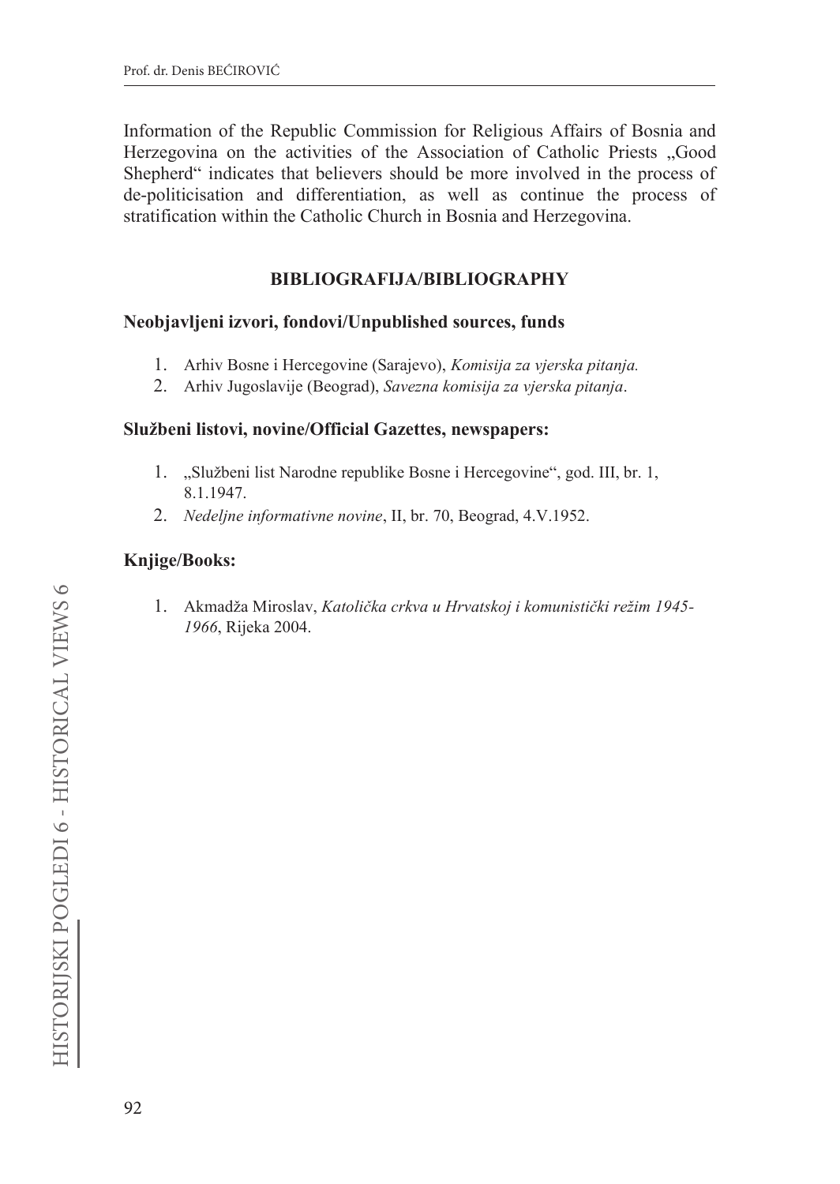Information of the Republic Commission for Religious Affairs of Bosnia and Herzegovina on the activities of the Association of Catholic Priests „Good Shepherd" indicates that believers should be more involved in the process of de-politicisation and differentiation, as well as continue the process of stratification within the Catholic Church in Bosnia and Herzegovina.

## BIBLIOGRAFIJA/BIBLIOGRAPHY

### Neobjavljeni izvori, fondovi/Unpublished sources, funds

1. Arhiv Bosne i Hercegovine (Sarajevo), *Komisija za vjerska pitanja.*
2. Arhiv Jugoslavije (Beograd), *Savezna komisija za vjerska pitanja*.

### Službeni listovi, novine/Official Gazettes, newspapers:

1. „Službeni list Narodne republike Bosne i Hercegovine", god. III, br. 1, 8.1.1947.
2. *Nedeljne informativne novine*, II, br. 70, Beograd, 4.V.1952.

### Knjige/Books:

1. Akmadža Miroslav, *Katolička crkva u Hrvatskoj i komunistički režim 1945-1966*, Rijeka 2004.